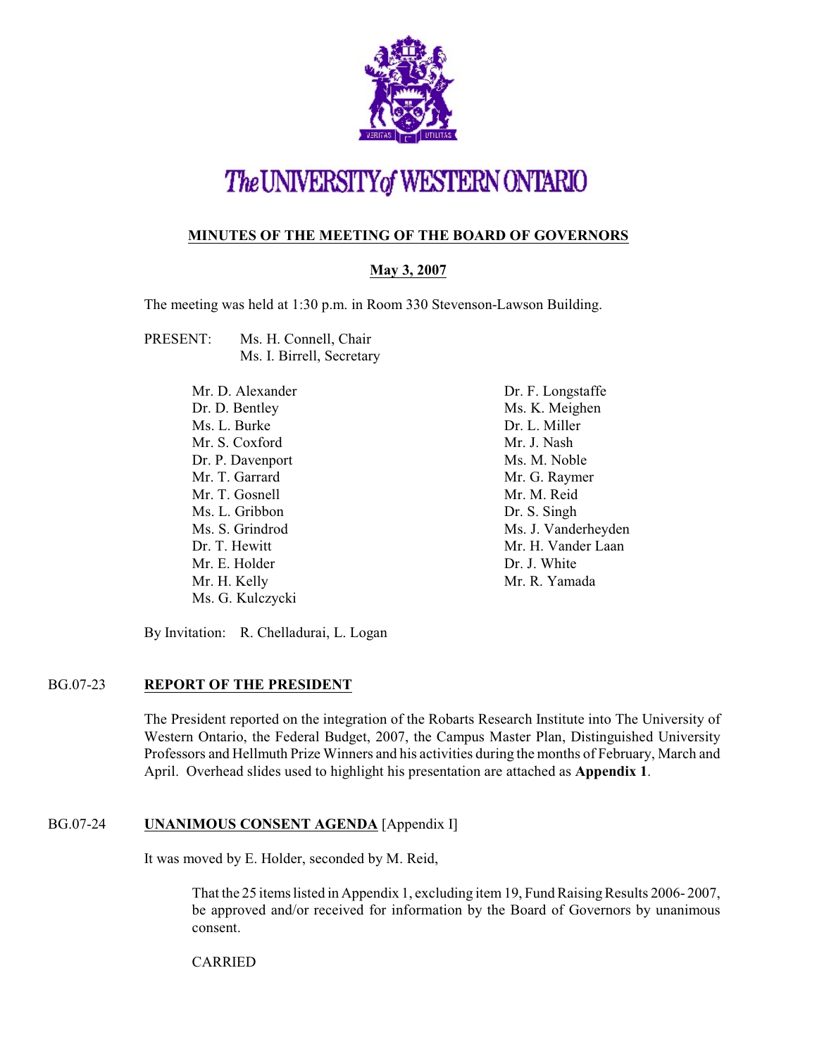# The UNIVERSITY of WESTERN ONTARIO

## MINUTES OF THE MEETING OF THE BOARD OF GOVERNORS

### May 3, 2007

The meeting was held at 1:30 p.m. in Room 330 Stevenson-Lawson Building.

PRESENT: Ms. H. Connell, Chair
Ms. I. Birrell, Secretary

Mr. D. Alexander
Dr. D. Bentley
Ms. L. Burke
Mr. S. Coxford
Dr. P. Davenport
Mr. T. Garrard
Mr. T. Gosnell
Ms. L. Gribbon
Ms. S. Grindrod
Dr. T. Hewitt
Mr. E. Holder
Mr. H. Kelly
Ms. G. Kulczycki
Dr. F. Longstaffe
Ms. K. Meighen
Dr. L. Miller
Mr. J. Nash
Ms. M. Noble
Mr. G. Raymer
Mr. M. Reid
Dr. S. Singh
Ms. J. Vanderheyden
Mr. H. Vander Laan
Dr. J. White
Mr. R. Yamada

By Invitation: R. Chelladurai, L. Logan

**BG.07-23 REPORT OF THE PRESIDENT**

The President reported on the integration of the Robarts Research Institute into The University of Western Ontario, the Federal Budget, 2007, the Campus Master Plan, Distinguished University Professors and Hellmuth Prize Winners and his activities during the months of February, March and April. Overhead slides used to highlight his presentation are attached as **Appendix 1**.

**BG.07-24 UNANIMOUS CONSENT AGENDA** [Appendix I]

It was moved by E. Holder, seconded by M. Reid,

> That the 25 items listed in Appendix 1, excluding item 19, Fund Raising Results 2006- 2007, be approved and/or received for information by the Board of Governors by unanimous consent.
>
> CARRIED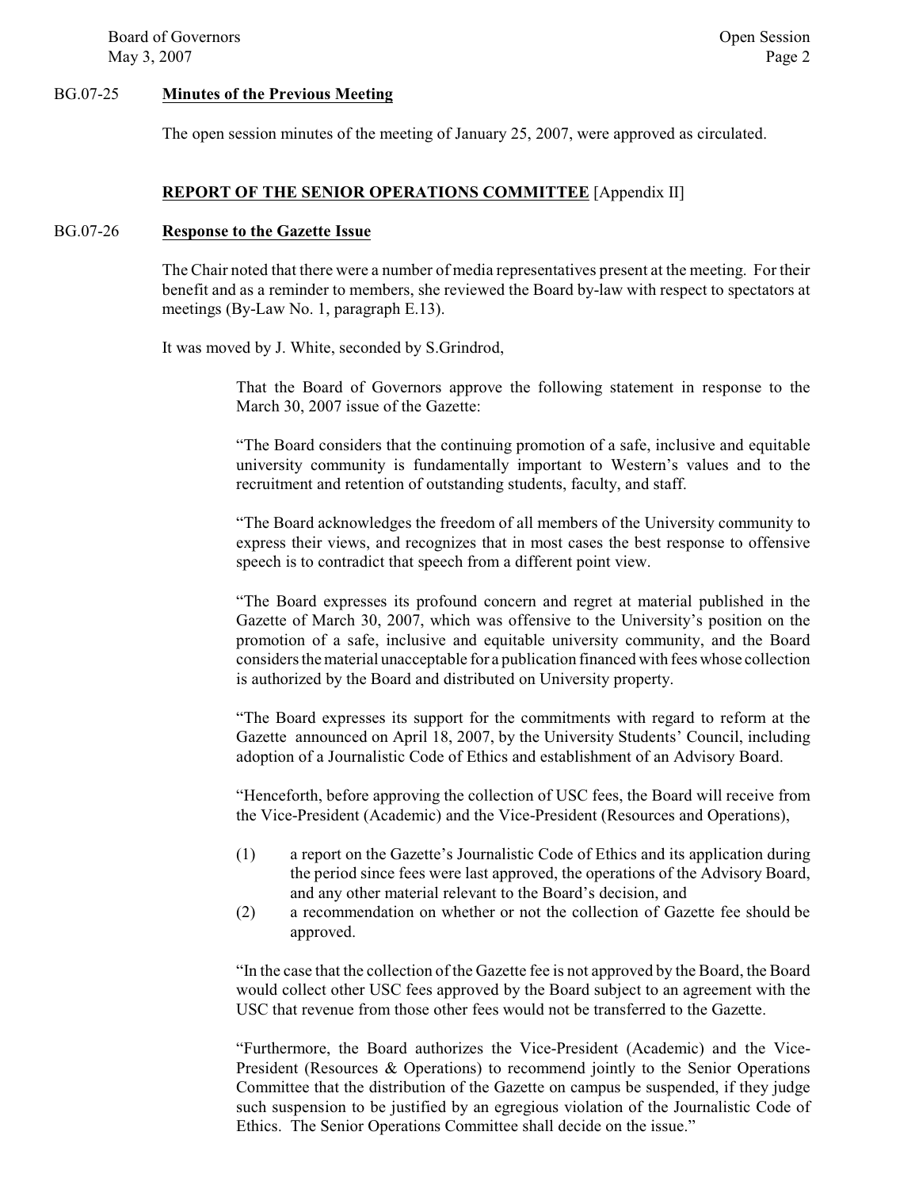BG.07-25 **Minutes of the Previous Meeting**

The open session minutes of the meeting of January 25, 2007, were approved as circulated.

**REPORT OF THE SENIOR OPERATIONS COMMITTEE** [Appendix II]

BG.07-26 **Response to the Gazette Issue**

The Chair noted that there were a number of media representatives present at the meeting. For their benefit and as a reminder to members, she reviewed the Board by-law with respect to spectators at meetings (By-Law No. 1, paragraph E.13).

It was moved by J. White, seconded by S.Grindrod,

> That the Board of Governors approve the following statement in response to the March 30, 2007 issue of the Gazette:
>
> "The Board considers that the continuing promotion of a safe, inclusive and equitable university community is fundamentally important to Western's values and to the recruitment and retention of outstanding students, faculty, and staff.
>
> "The Board acknowledges the freedom of all members of the University community to express their views, and recognizes that in most cases the best response to offensive speech is to contradict that speech from a different point view.
>
> "The Board expresses its profound concern and regret at material published in the Gazette of March 30, 2007, which was offensive to the University's position on the promotion of a safe, inclusive and equitable university community, and the Board considers the material unacceptable for a publication financed with fees whose collection is authorized by the Board and distributed on University property.
>
> "The Board expresses its support for the commitments with regard to reform at the Gazette announced on April 18, 2007, by the University Students' Council, including adoption of a Journalistic Code of Ethics and establishment of an Advisory Board.
>
> "Henceforth, before approving the collection of USC fees, the Board will receive from the Vice-President (Academic) and the Vice-President (Resources and Operations),
>
> (1) a report on the Gazette's Journalistic Code of Ethics and its application during the period since fees were last approved, the operations of the Advisory Board, and any other material relevant to the Board's decision, and
> (2) a recommendation on whether or not the collection of Gazette fee should be approved.
>
> "In the case that the collection of the Gazette fee is not approved by the Board, the Board would collect other USC fees approved by the Board subject to an agreement with the USC that revenue from those other fees would not be transferred to the Gazette.
>
> "Furthermore, the Board authorizes the Vice-President (Academic) and the Vice-President (Resources & Operations) to recommend jointly to the Senior Operations Committee that the distribution of the Gazette on campus be suspended, if they judge such suspension to be justified by an egregious violation of the Journalistic Code of Ethics. The Senior Operations Committee shall decide on the issue."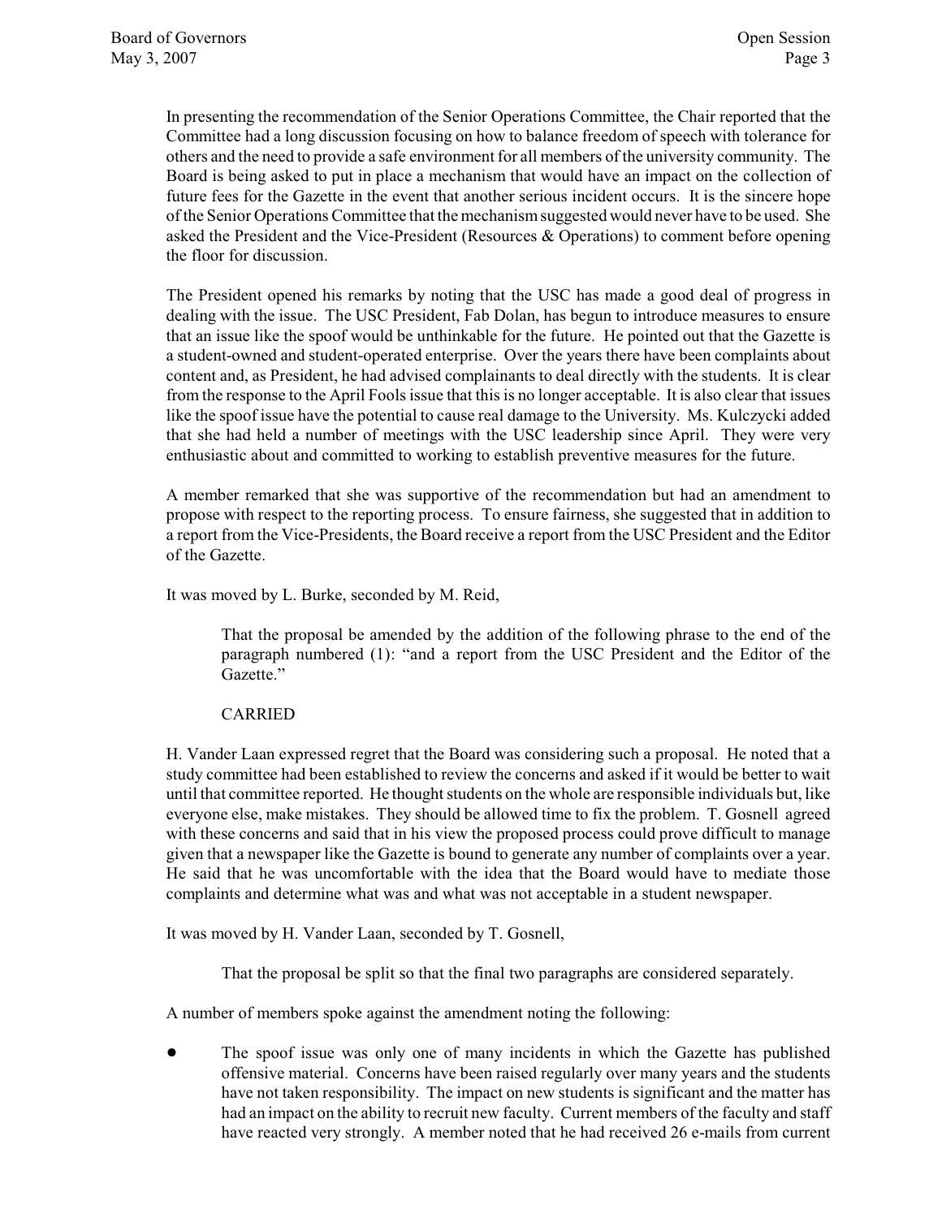In presenting the recommendation of the Senior Operations Committee, the Chair reported that the Committee had a long discussion focusing on how to balance freedom of speech with tolerance for others and the need to provide a safe environment for all members of the university community. The Board is being asked to put in place a mechanism that would have an impact on the collection of future fees for the Gazette in the event that another serious incident occurs. It is the sincere hope of the Senior Operations Committee that the mechanism suggested would never have to be used. She asked the President and the Vice-President (Resources & Operations) to comment before opening the floor for discussion.

The President opened his remarks by noting that the USC has made a good deal of progress in dealing with the issue. The USC President, Fab Dolan, has begun to introduce measures to ensure that an issue like the spoof would be unthinkable for the future. He pointed out that the Gazette is a student-owned and student-operated enterprise. Over the years there have been complaints about content and, as President, he had advised complainants to deal directly with the students. It is clear from the response to the April Fools issue that this is no longer acceptable. It is also clear that issues like the spoof issue have the potential to cause real damage to the University. Ms. Kulczycki added that she had held a number of meetings with the USC leadership since April. They were very enthusiastic about and committed to working to establish preventive measures for the future.

A member remarked that she was supportive of the recommendation but had an amendment to propose with respect to the reporting process. To ensure fairness, she suggested that in addition to a report from the Vice-Presidents, the Board receive a report from the USC President and the Editor of the Gazette.

It was moved by L. Burke, seconded by M. Reid,

> That the proposal be amended by the addition of the following phrase to the end of the paragraph numbered (1): "and a report from the USC President and the Editor of the Gazette."
>
> CARRIED

H. Vander Laan expressed regret that the Board was considering such a proposal. He noted that a study committee had been established to review the concerns and asked if it would be better to wait until that committee reported. He thought students on the whole are responsible individuals but, like everyone else, make mistakes. They should be allowed time to fix the problem. T. Gosnell agreed with these concerns and said that in his view the proposed process could prove difficult to manage given that a newspaper like the Gazette is bound to generate any number of complaints over a year. He said that he was uncomfortable with the idea that the Board would have to mediate those complaints and determine what was and what was not acceptable in a student newspaper.

It was moved by H. Vander Laan, seconded by T. Gosnell,

> That the proposal be split so that the final two paragraphs are considered separately.

A number of members spoke against the amendment noting the following:

- The spoof issue was only one of many incidents in which the Gazette has published offensive material. Concerns have been raised regularly over many years and the students have not taken responsibility. The impact on new students is significant and the matter has had an impact on the ability to recruit new faculty. Current members of the faculty and staff have reacted very strongly. A member noted that he had received 26 e-mails from current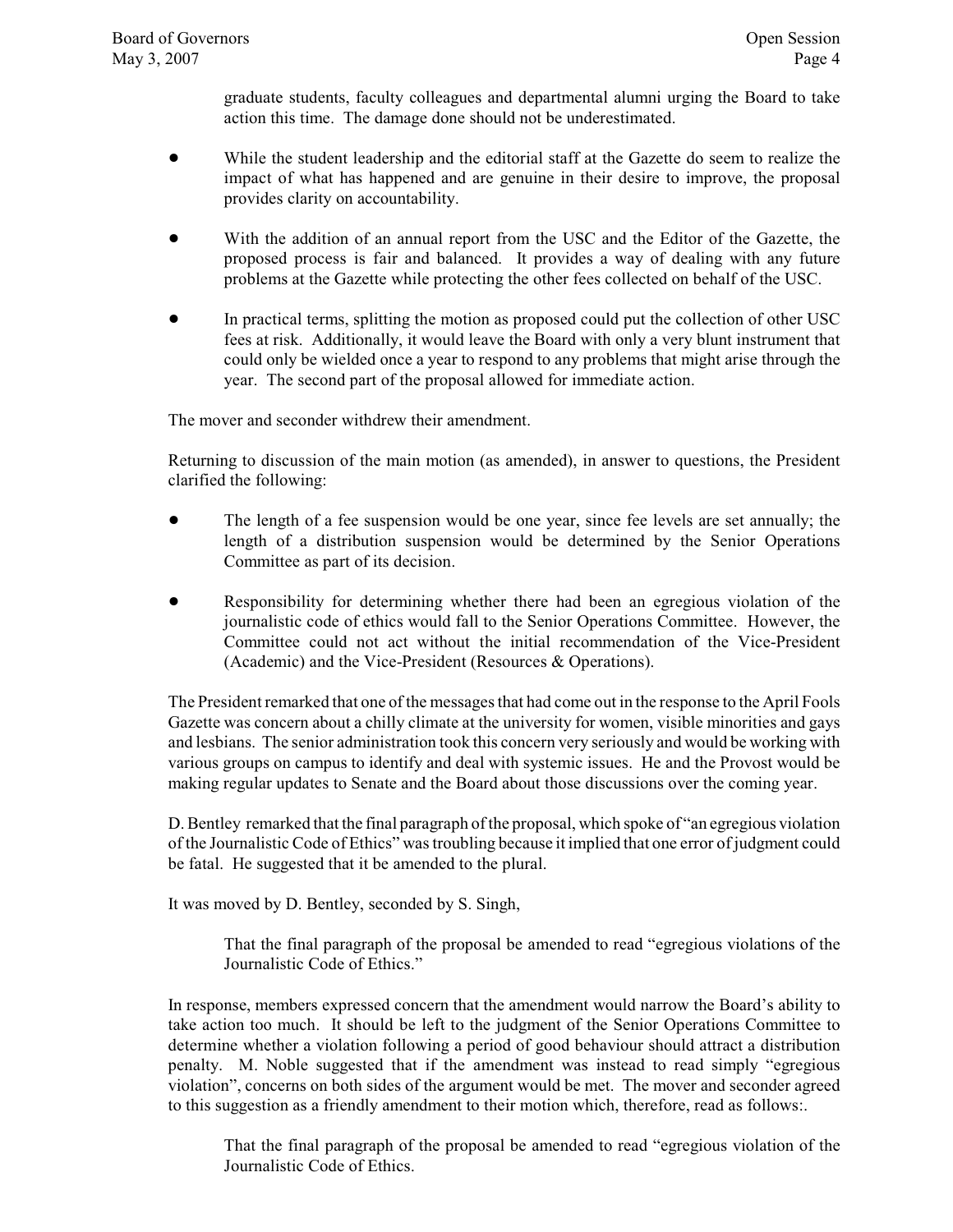graduate students, faculty colleagues and departmental alumni urging the Board to take action this time. The damage done should not be underestimated.

- While the student leadership and the editorial staff at the Gazette do seem to realize the impact of what has happened and are genuine in their desire to improve, the proposal provides clarity on accountability.
- With the addition of an annual report from the USC and the Editor of the Gazette, the proposed process is fair and balanced. It provides a way of dealing with any future problems at the Gazette while protecting the other fees collected on behalf of the USC.
- In practical terms, splitting the motion as proposed could put the collection of other USC fees at risk. Additionally, it would leave the Board with only a very blunt instrument that could only be wielded once a year to respond to any problems that might arise through the year. The second part of the proposal allowed for immediate action.

The mover and seconder withdrew their amendment.

Returning to discussion of the main motion (as amended), in answer to questions, the President clarified the following:

- The length of a fee suspension would be one year, since fee levels are set annually; the length of a distribution suspension would be determined by the Senior Operations Committee as part of its decision.
- Responsibility for determining whether there had been an egregious violation of the journalistic code of ethics would fall to the Senior Operations Committee. However, the Committee could not act without the initial recommendation of the Vice-President (Academic) and the Vice-President (Resources & Operations).

The President remarked that one of the messages that had come out in the response to the April Fools Gazette was concern about a chilly climate at the university for women, visible minorities and gays and lesbians. The senior administration took this concern very seriously and would be working with various groups on campus to identify and deal with systemic issues. He and the Provost would be making regular updates to Senate and the Board about those discussions over the coming year.

D. Bentley remarked that the final paragraph of the proposal, which spoke of "an egregious violation of the Journalistic Code of Ethics" was troubling because it implied that one error of judgment could be fatal. He suggested that it be amended to the plural.

It was moved by D. Bentley, seconded by S. Singh,

> That the final paragraph of the proposal be amended to read "egregious violations of the Journalistic Code of Ethics."

In response, members expressed concern that the amendment would narrow the Board's ability to take action too much. It should be left to the judgment of the Senior Operations Committee to determine whether a violation following a period of good behaviour should attract a distribution penalty. M. Noble suggested that if the amendment was instead to read simply "egregious violation", concerns on both sides of the argument would be met. The mover and seconder agreed to this suggestion as a friendly amendment to their motion which, therefore, read as follows:.

> That the final paragraph of the proposal be amended to read "egregious violation of the Journalistic Code of Ethics.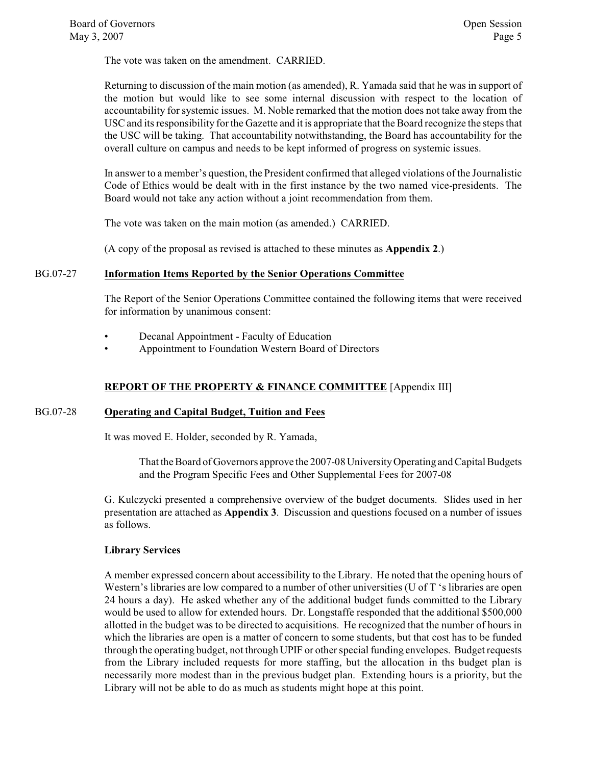The vote was taken on the amendment. CARRIED.

Returning to discussion of the main motion (as amended), R. Yamada said that he was in support of the motion but would like to see some internal discussion with respect to the location of accountability for systemic issues. M. Noble remarked that the motion does not take away from the USC and its responsibility for the Gazette and it is appropriate that the Board recognize the steps that the USC will be taking. That accountability notwithstanding, the Board has accountability for the overall culture on campus and needs to be kept informed of progress on systemic issues.

In answer to a member's question, the President confirmed that alleged violations of the Journalistic Code of Ethics would be dealt with in the first instance by the two named vice-presidents. The Board would not take any action without a joint recommendation from them.

The vote was taken on the main motion (as amended.) CARRIED.

(A copy of the proposal as revised is attached to these minutes as **Appendix 2**.)

BG.07-27 **Information Items Reported by the Senior Operations Committee**

The Report of the Senior Operations Committee contained the following items that were received for information by unanimous consent:

- Decanal Appointment - Faculty of Education
- Appointment to Foundation Western Board of Directors

## REPORT OF THE PROPERTY & FINANCE COMMITTEE [Appendix III]

BG.07-28 **Operating and Capital Budget, Tuition and Fees**

It was moved E. Holder, seconded by R. Yamada,

> That the Board of Governors approve the 2007-08 University Operating and Capital Budgets and the Program Specific Fees and Other Supplemental Fees for 2007-08

G. Kulczycki presented a comprehensive overview of the budget documents. Slides used in her presentation are attached as **Appendix 3**. Discussion and questions focused on a number of issues as follows.

**Library Services**

A member expressed concern about accessibility to the Library. He noted that the opening hours of Western's libraries are low compared to a number of other universities (U of T 's libraries are open 24 hours a day). He asked whether any of the additional budget funds committed to the Library would be used to allow for extended hours. Dr. Longstaffe responded that the additional $500,000 allotted in the budget was to be directed to acquisitions. He recognized that the number of hours in which the libraries are open is a matter of concern to some students, but that cost has to be funded through the operating budget, not through UPIF or other special funding envelopes. Budget requests from the Library included requests for more staffing, but the allocation in ths budget plan is necessarily more modest than in the previous budget plan. Extending hours is a priority, but the Library will not be able to do as much as students might hope at this point.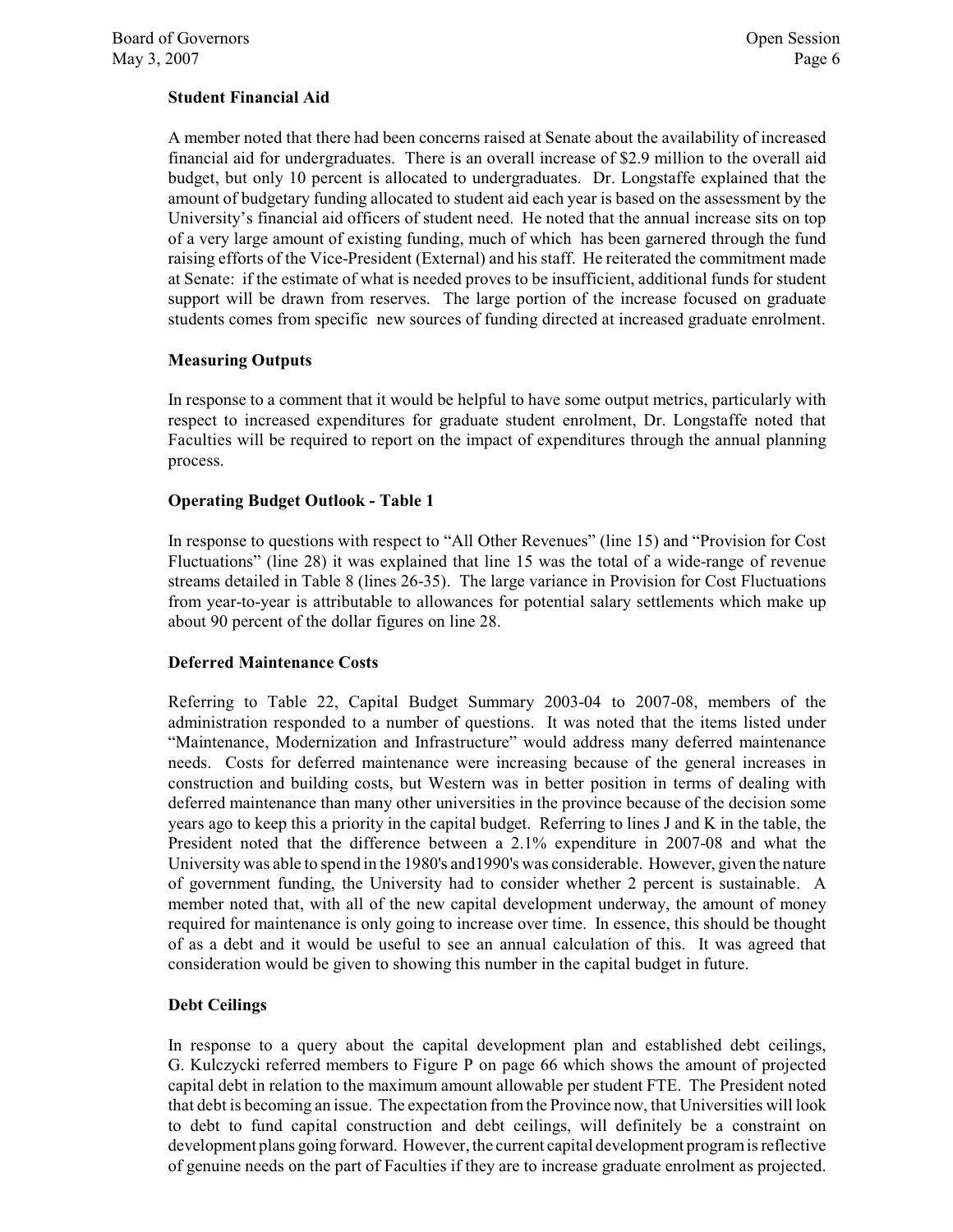**Student Financial Aid**

A member noted that there had been concerns raised at Senate about the availability of increased financial aid for undergraduates. There is an overall increase of $2.9 million to the overall aid budget, but only 10 percent is allocated to undergraduates. Dr. Longstaffe explained that the amount of budgetary funding allocated to student aid each year is based on the assessment by the University's financial aid officers of student need. He noted that the annual increase sits on top of a very large amount of existing funding, much of which has been garnered through the fund raising efforts of the Vice-President (External) and his staff. He reiterated the commitment made at Senate: if the estimate of what is needed proves to be insufficient, additional funds for student support will be drawn from reserves. The large portion of the increase focused on graduate students comes from specific new sources of funding directed at increased graduate enrolment.

**Measuring Outputs**

In response to a comment that it would be helpful to have some output metrics, particularly with respect to increased expenditures for graduate student enrolment, Dr. Longstaffe noted that Faculties will be required to report on the impact of expenditures through the annual planning process.

**Operating Budget Outlook - Table 1**

In response to questions with respect to "All Other Revenues" (line 15) and "Provision for Cost Fluctuations" (line 28) it was explained that line 15 was the total of a wide-range of revenue streams detailed in Table 8 (lines 26-35). The large variance in Provision for Cost Fluctuations from year-to-year is attributable to allowances for potential salary settlements which make up about 90 percent of the dollar figures on line 28.

**Deferred Maintenance Costs**

Referring to Table 22, Capital Budget Summary 2003-04 to 2007-08, members of the administration responded to a number of questions. It was noted that the items listed under "Maintenance, Modernization and Infrastructure" would address many deferred maintenance needs. Costs for deferred maintenance were increasing because of the general increases in construction and building costs, but Western was in better position in terms of dealing with deferred maintenance than many other universities in the province because of the decision some years ago to keep this a priority in the capital budget. Referring to lines J and K in the table, the President noted that the difference between a 2.1% expenditure in 2007-08 and what the University was able to spend in the 1980's and1990's was considerable. However, given the nature of government funding, the University had to consider whether 2 percent is sustainable. A member noted that, with all of the new capital development underway, the amount of money required for maintenance is only going to increase over time. In essence, this should be thought of as a debt and it would be useful to see an annual calculation of this. It was agreed that consideration would be given to showing this number in the capital budget in future.

**Debt Ceilings**

In response to a query about the capital development plan and established debt ceilings, G. Kulczycki referred members to Figure P on page 66 which shows the amount of projected capital debt in relation to the maximum amount allowable per student FTE. The President noted that debt is becoming an issue. The expectation from the Province now, that Universities will look to debt to fund capital construction and debt ceilings, will definitely be a constraint on development plans going forward. However, the current capital development program is reflective of genuine needs on the part of Faculties if they are to increase graduate enrolment as projected.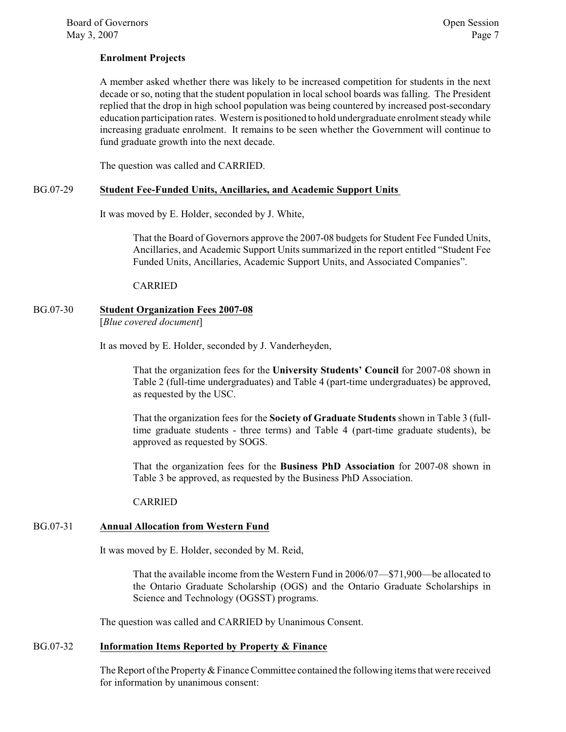**Enrolment Projects**

A member asked whether there was likely to be increased competition for students in the next decade or so, noting that the student population in local school boards was falling. The President replied that the drop in high school population was being countered by increased post-secondary education participation rates. Western is positioned to hold undergraduate enrolment steady while increasing graduate enrolment. It remains to be seen whether the Government will continue to fund graduate growth into the next decade.

The question was called and CARRIED.

BG.07-29 **Student Fee-Funded Units, Ancillaries, and Academic Support Units**

It was moved by E. Holder, seconded by J. White,

> That the Board of Governors approve the 2007-08 budgets for Student Fee Funded Units, Ancillaries, and Academic Support Units summarized in the report entitled "Student Fee Funded Units, Ancillaries, Academic Support Units, and Associated Companies".
>
> CARRIED

BG.07-30 **Student Organization Fees 2007-08**
[*Blue covered document*]

It as moved by E. Holder, seconded by J. Vanderheyden,

> That the organization fees for the **University Students' Council** for 2007-08 shown in Table 2 (full-time undergraduates) and Table 4 (part-time undergraduates) be approved, as requested by the USC.
>
> That the organization fees for the **Society of Graduate Students** shown in Table 3 (full-time graduate students - three terms) and Table 4 (part-time graduate students), be approved as requested by SOGS.
>
> That the organization fees for the **Business PhD Association** for 2007-08 shown in Table 3 be approved, as requested by the Business PhD Association.
>
> CARRIED

BG.07-31 **Annual Allocation from Western Fund**

It was moved by E. Holder, seconded by M. Reid,

> That the available income from the Western Fund in 2006/07—$71,900—be allocated to the Ontario Graduate Scholarship (OGS) and the Ontario Graduate Scholarships in Science and Technology (OGSST) programs.

The question was called and CARRIED by Unanimous Consent.

BG.07-32 **Information Items Reported by Property & Finance**

The Report of the Property & Finance Committee contained the following items that were received for information by unanimous consent: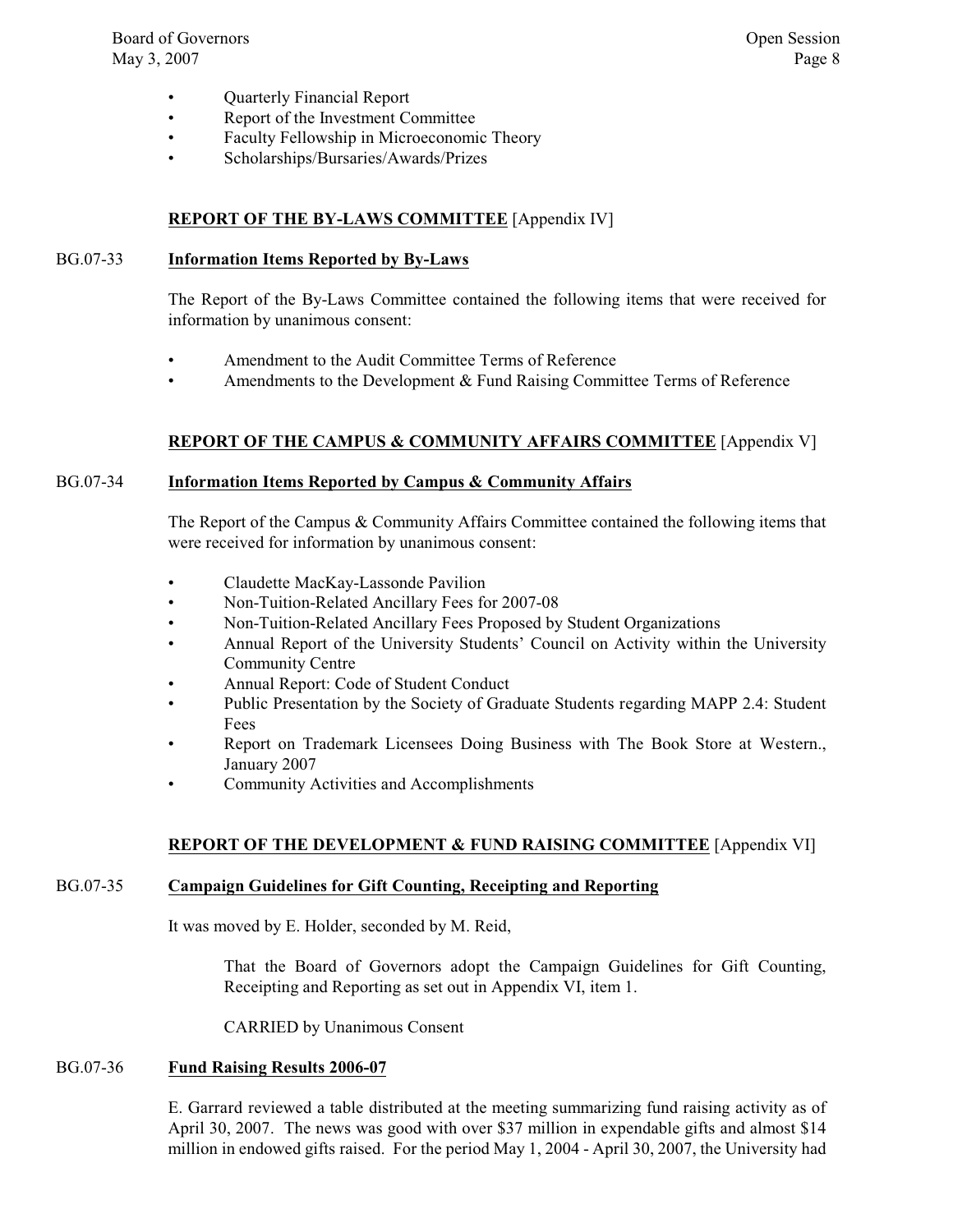- Quarterly Financial Report
- Report of the Investment Committee
- Faculty Fellowship in Microeconomic Theory
- Scholarships/Bursaries/Awards/Prizes

## **REPORT OF THE BY-LAWS COMMITTEE** [Appendix IV]

BG.07-33 **Information Items Reported by By-Laws**

The Report of the By-Laws Committee contained the following items that were received for information by unanimous consent:

- Amendment to the Audit Committee Terms of Reference
- Amendments to the Development & Fund Raising Committee Terms of Reference

## **REPORT OF THE CAMPUS & COMMUNITY AFFAIRS COMMITTEE** [Appendix V]

BG.07-34 **Information Items Reported by Campus & Community Affairs**

The Report of the Campus & Community Affairs Committee contained the following items that were received for information by unanimous consent:

- Claudette MacKay-Lassonde Pavilion
- Non-Tuition-Related Ancillary Fees for 2007-08
- Non-Tuition-Related Ancillary Fees Proposed by Student Organizations
- Annual Report of the University Students' Council on Activity within the University Community Centre
- Annual Report: Code of Student Conduct
- Public Presentation by the Society of Graduate Students regarding MAPP 2.4: Student Fees
- Report on Trademark Licensees Doing Business with The Book Store at Western., January 2007
- Community Activities and Accomplishments

## **REPORT OF THE DEVELOPMENT & FUND RAISING COMMITTEE** [Appendix VI]

BG.07-35 **Campaign Guidelines for Gift Counting, Receipting and Reporting**

It was moved by E. Holder, seconded by M. Reid,

> That the Board of Governors adopt the Campaign Guidelines for Gift Counting, Receipting and Reporting as set out in Appendix VI, item 1.
>
> CARRIED by Unanimous Consent

BG.07-36 **Fund Raising Results 2006-07**

E. Garrard reviewed a table distributed at the meeting summarizing fund raising activity as of April 30, 2007. The news was good with over $37 million in expendable gifts and almost $14 million in endowed gifts raised. For the period May 1, 2004 - April 30, 2007, the University had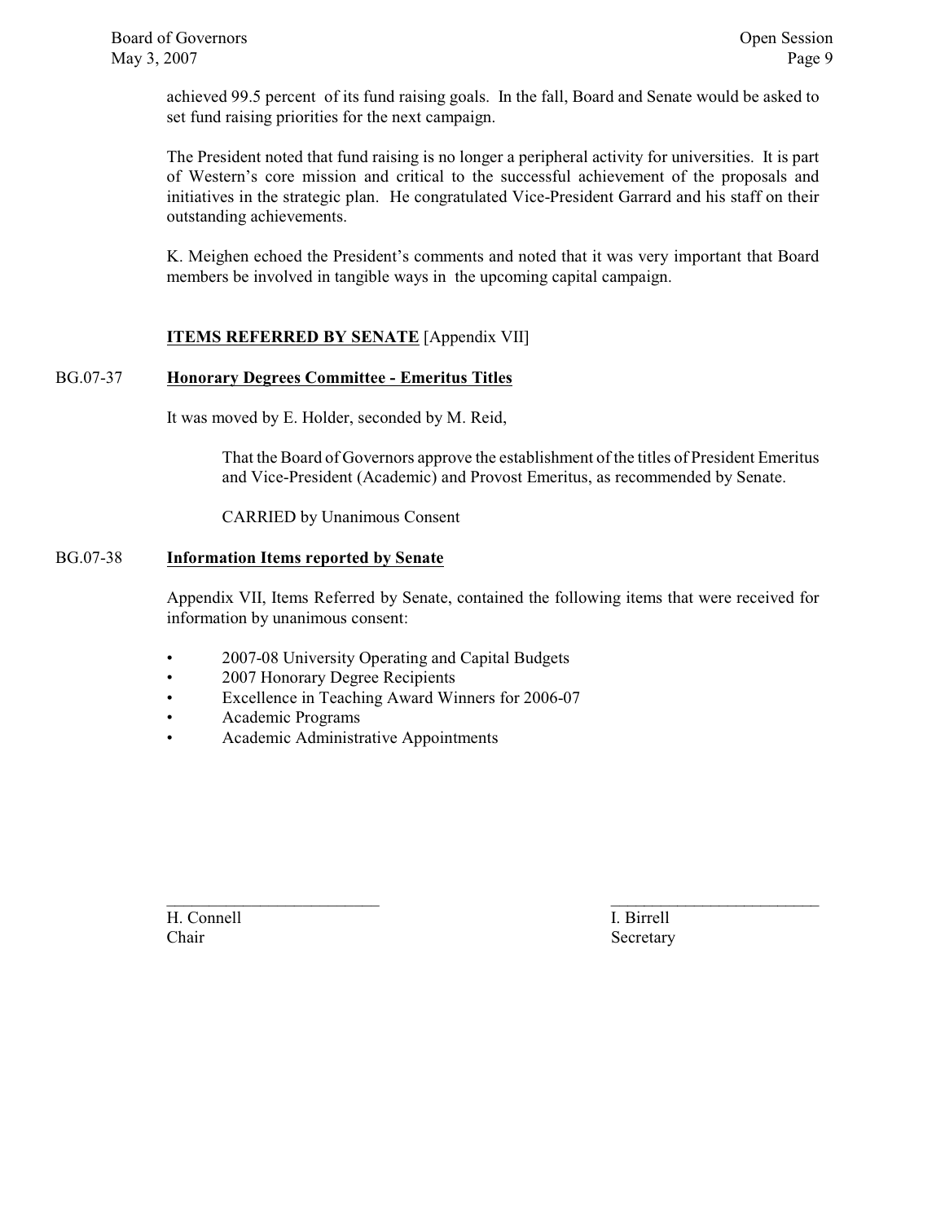achieved 99.5 percent of its fund raising goals. In the fall, Board and Senate would be asked to set fund raising priorities for the next campaign.

The President noted that fund raising is no longer a peripheral activity for universities. It is part of Western's core mission and critical to the successful achievement of the proposals and initiatives in the strategic plan. He congratulated Vice-President Garrard and his staff on their outstanding achievements.

K. Meighen echoed the President's comments and noted that it was very important that Board members be involved in tangible ways in the upcoming capital campaign.

**ITEMS REFERRED BY SENATE** [Appendix VII]

BG.07-37 **Honorary Degrees Committee - Emeritus Titles**

It was moved by E. Holder, seconded by M. Reid,

> That the Board of Governors approve the establishment of the titles of President Emeritus and Vice-President (Academic) and Provost Emeritus, as recommended by Senate.
>
> CARRIED by Unanimous Consent

BG.07-38 **Information Items reported by Senate**

Appendix VII, Items Referred by Senate, contained the following items that were received for information by unanimous consent:

- 2007-08 University Operating and Capital Budgets
- 2007 Honorary Degree Recipients
- Excellence in Teaching Award Winners for 2006-07
- Academic Programs
- Academic Administrative Appointments

| _________________________ | _________________________ |
|---|---|
| H. Connell | I. Birrell |
| Chair | Secretary |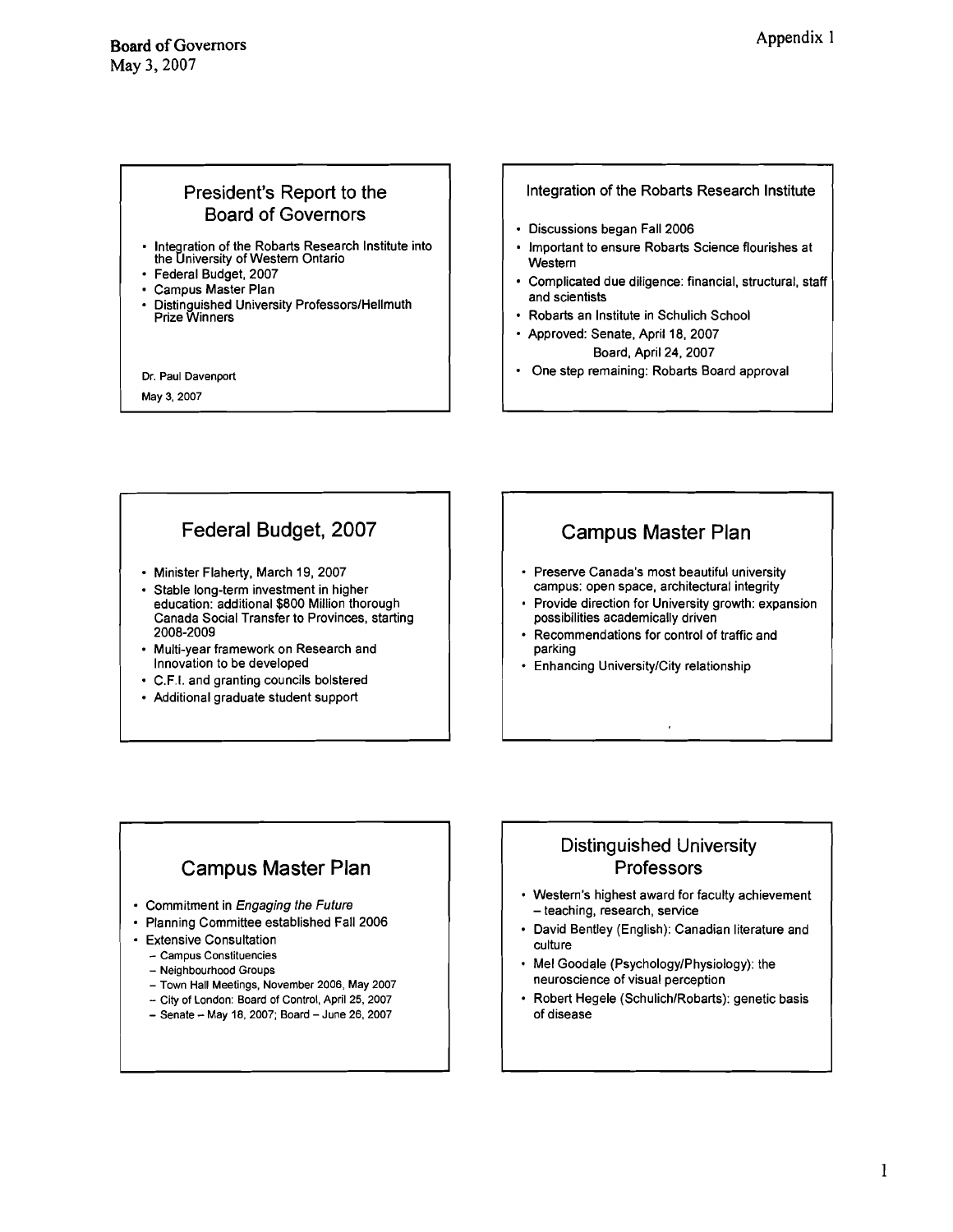**Board of Governors**
May 3, 2007

Appendix 1

## President's Report to the Board of Governors

- Integration of the Robarts Research Institute into the University of Western Ontario
- Federal Budget, 2007
- Campus Master Plan
- Distinguished University Professors/Hellmuth Prize Winners

Dr. Paul Davenport

May 3, 2007

## Integration of the Robarts Research Institute

- Discussions began Fall 2006
- Important to ensure Robarts Science flourishes at Western
- Complicated due diligence: financial, structural, staff and scientists
- Robarts an Institute in Schulich School
- Approved: Senate, April 18, 2007
  Board, April 24, 2007
- One step remaining: Robarts Board approval

## Federal Budget, 2007

- Minister Flaherty, March 19, 2007
- Stable long-term investment in higher education: additional $800 Million thorough Canada Social Transfer to Provinces, starting 2008-2009
- Multi-year framework on Research and Innovation to be developed
- C.F.I. and granting councils bolstered
- Additional graduate student support

## Campus Master Plan

- Preserve Canada's most beautiful university campus: open space, architectural integrity
- Provide direction for University growth: expansion possibilities academically driven
- Recommendations for control of traffic and parking
- Enhancing University/City relationship

## Campus Master Plan

- Commitment in *Engaging the Future*
- Planning Committee established Fall 2006
- Extensive Consultation
  - Campus Constituencies
  - Neighbourhood Groups
  - Town Hall Meetings, November 2006, May 2007
  - City of London: Board of Control, April 25, 2007
  - Senate – May 18, 2007; Board – June 26, 2007

## Distinguished University Professors

- Western's highest award for faculty achievement – teaching, research, service
- David Bentley (English): Canadian literature and culture
- Mel Goodale (Psychology/Physiology): the neuroscience of visual perception
- Robert Hegele (Schulich/Robarts): genetic basis of disease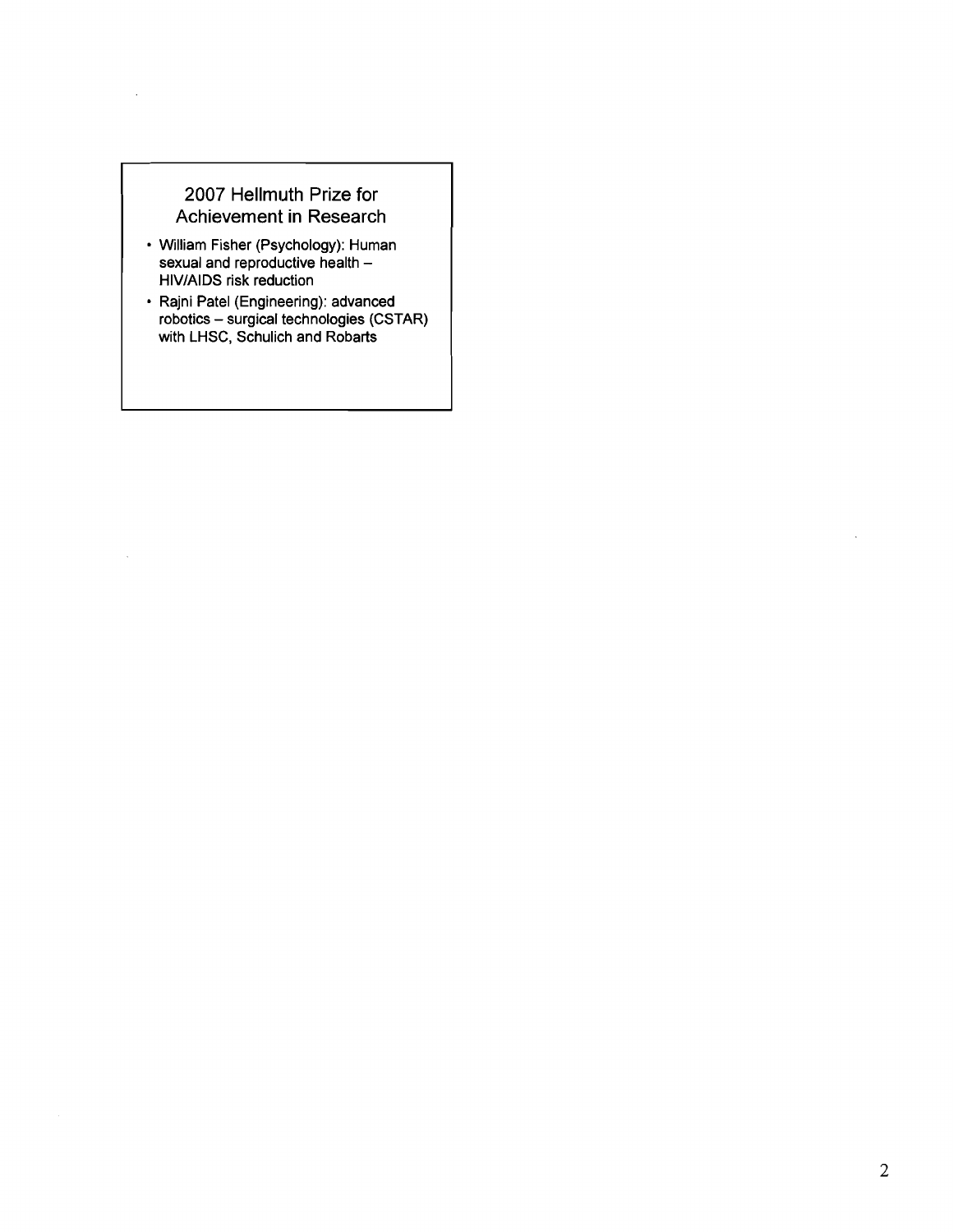## 2007 Hellmuth Prize for Achievement in Research

- William Fisher (Psychology): Human sexual and reproductive health – HIV/AIDS risk reduction
- Rajni Patel (Engineering): advanced robotics – surgical technologies (CSTAR) with LHSC, Schulich and Robarts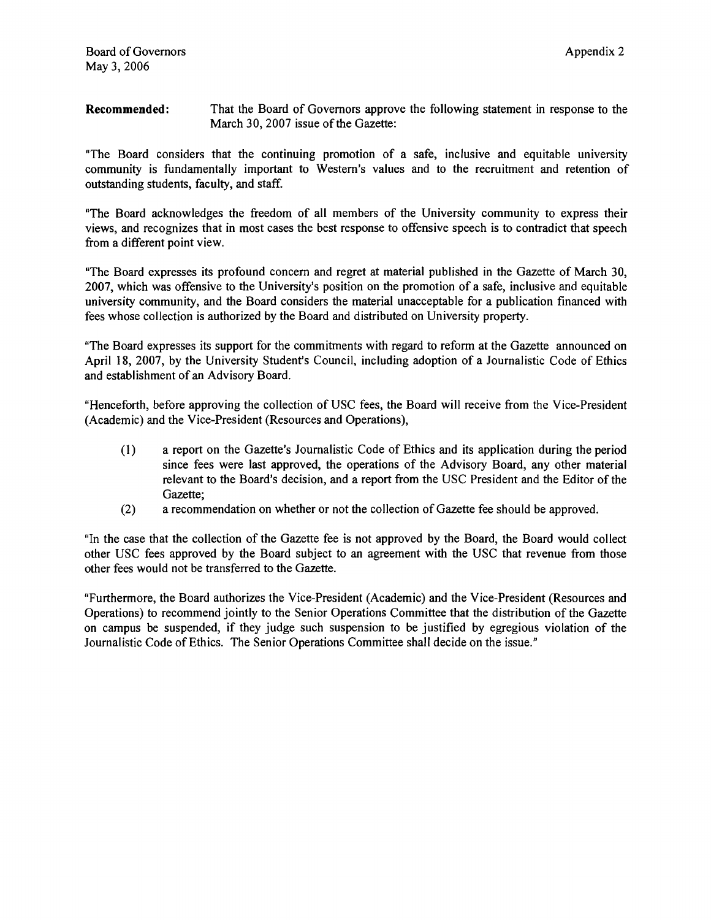Board of Governors
May 3, 2006

Appendix 2

**Recommended:** That the Board of Governors approve the following statement in response to the March 30, 2007 issue of the Gazette:

"The Board considers that the continuing promotion of a safe, inclusive and equitable university community is fundamentally important to Western's values and to the recruitment and retention of outstanding students, faculty, and staff.

"The Board acknowledges the freedom of all members of the University community to express their views, and recognizes that in most cases the best response to offensive speech is to contradict that speech from a different point view.

"The Board expresses its profound concern and regret at material published in the Gazette of March 30, 2007, which was offensive to the University's position on the promotion of a safe, inclusive and equitable university community, and the Board considers the material unacceptable for a publication financed with fees whose collection is authorized by the Board and distributed on University property.

"The Board expresses its support for the commitments with regard to reform at the Gazette announced on April 18, 2007, by the University Student's Council, including adoption of a Journalistic Code of Ethics and establishment of an Advisory Board.

"Henceforth, before approving the collection of USC fees, the Board will receive from the Vice-President (Academic) and the Vice-President (Resources and Operations),

(1) a report on the Gazette's Journalistic Code of Ethics and its application during the period since fees were last approved, the operations of the Advisory Board, any other material relevant to the Board's decision, and a report from the USC President and the Editor of the Gazette;

(2) a recommendation on whether or not the collection of Gazette fee should be approved.

"In the case that the collection of the Gazette fee is not approved by the Board, the Board would collect other USC fees approved by the Board subject to an agreement with the USC that revenue from those other fees would not be transferred to the Gazette.

"Furthermore, the Board authorizes the Vice-President (Academic) and the Vice-President (Resources and Operations) to recommend jointly to the Senior Operations Committee that the distribution of the Gazette on campus be suspended, if they judge such suspension to be justified by egregious violation of the Journalistic Code of Ethics. The Senior Operations Committee shall decide on the issue."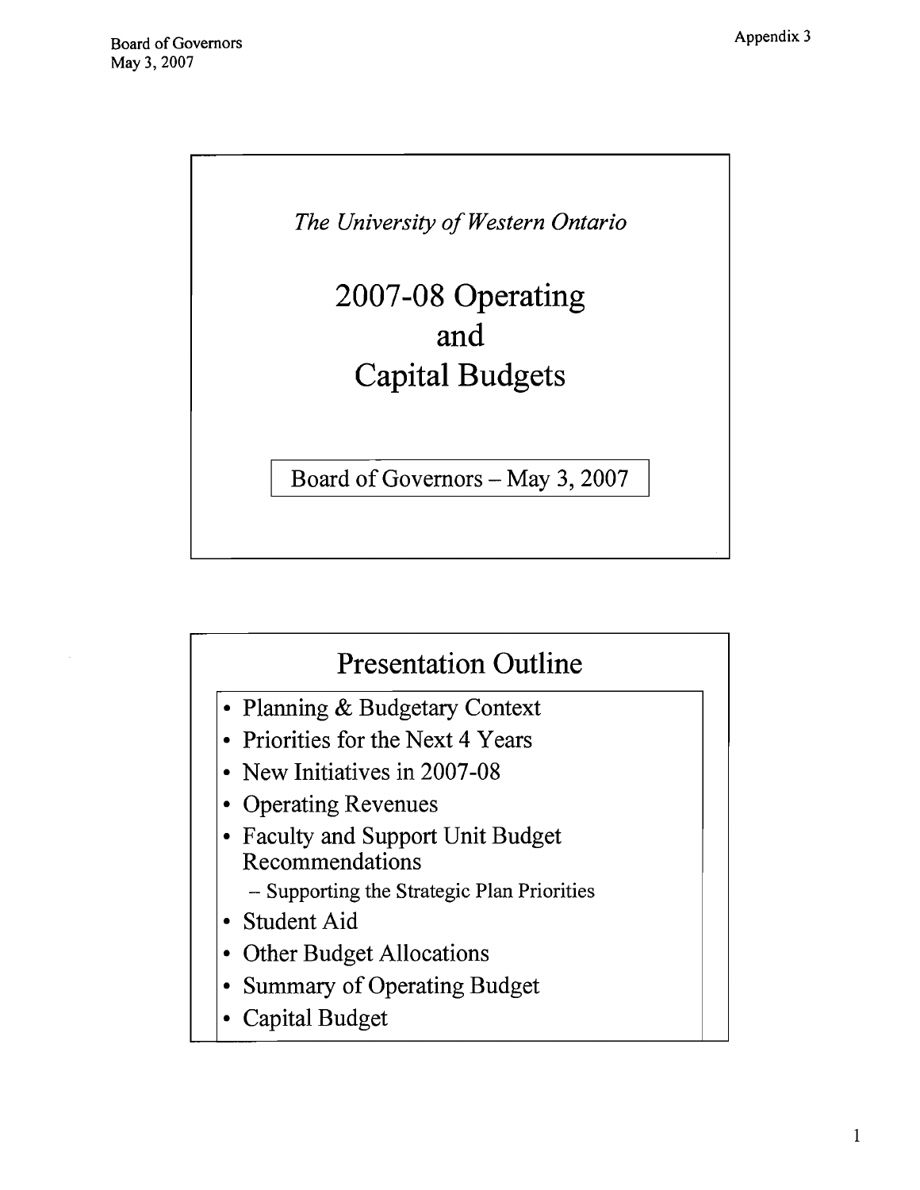*The University of Western Ontario*

# 2007-08 Operating and Capital Budgets

Board of Governors – May 3, 2007

## Presentation Outline

- Planning & Budgetary Context
- Priorities for the Next 4 Years
- New Initiatives in 2007-08
- Operating Revenues
- Faculty and Support Unit Budget Recommendations
  - Supporting the Strategic Plan Priorities
- Student Aid
- Other Budget Allocations
- Summary of Operating Budget
- Capital Budget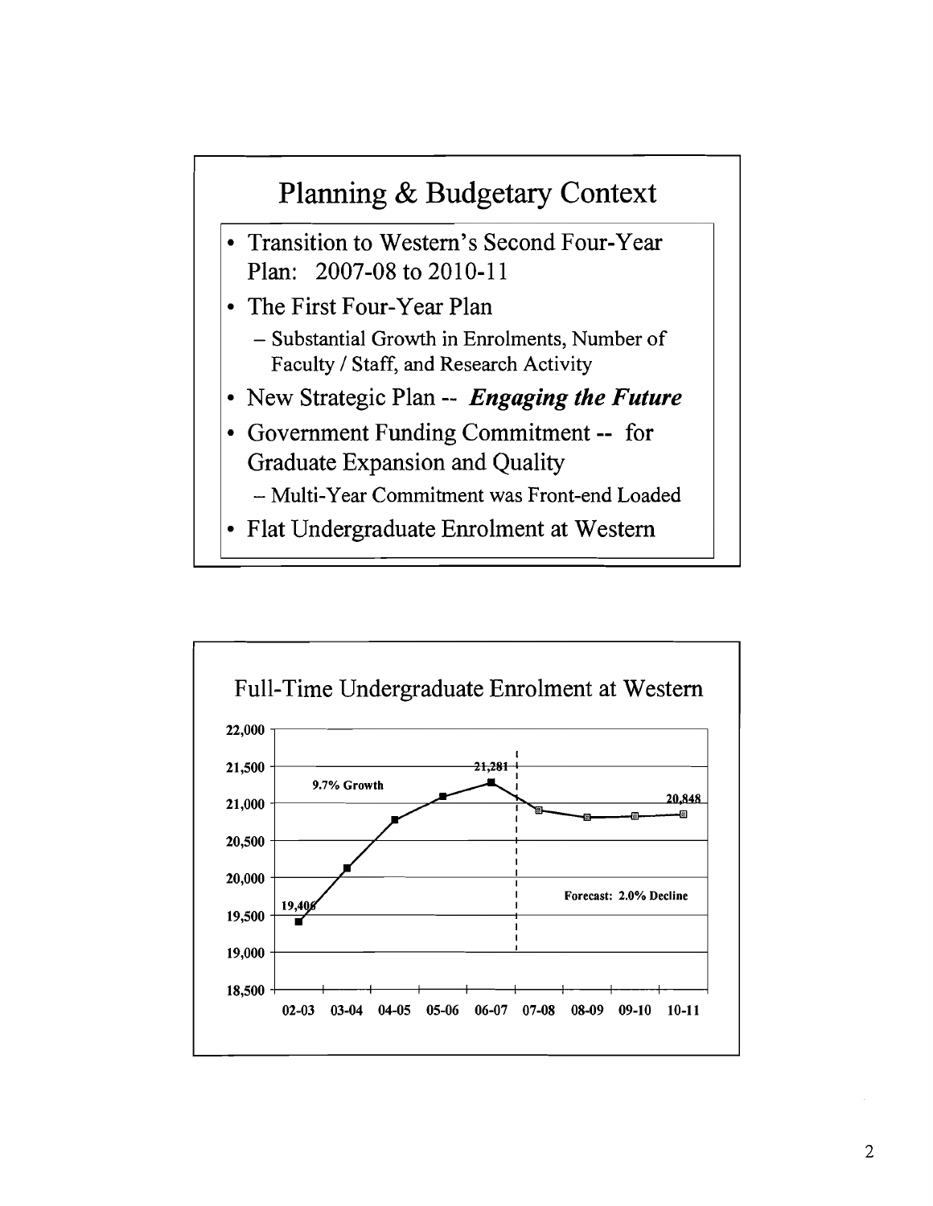## Planning & Budgetary Context

- Transition to Western's Second Four-Year Plan: 2007-08 to 2010-11
- The First Four-Year Plan
  - Substantial Growth in Enrolments, Number of Faculty / Staff, and Research Activity
- New Strategic Plan -- ***Engaging the Future***
- Government Funding Commitment -- for Graduate Expansion and Quality
  - Multi-Year Commitment was Front-end Loaded
- Flat Undergraduate Enrolment at Western

## Full-Time Undergraduate Enrolment at Western

9.7% Growth

Forecast: 2.0% Decline

| Year | Enrolment |
|---|---|
| 02-03 | 19,406 |
| 06-07 | 21,281 |
| 10-11 | 20,848 |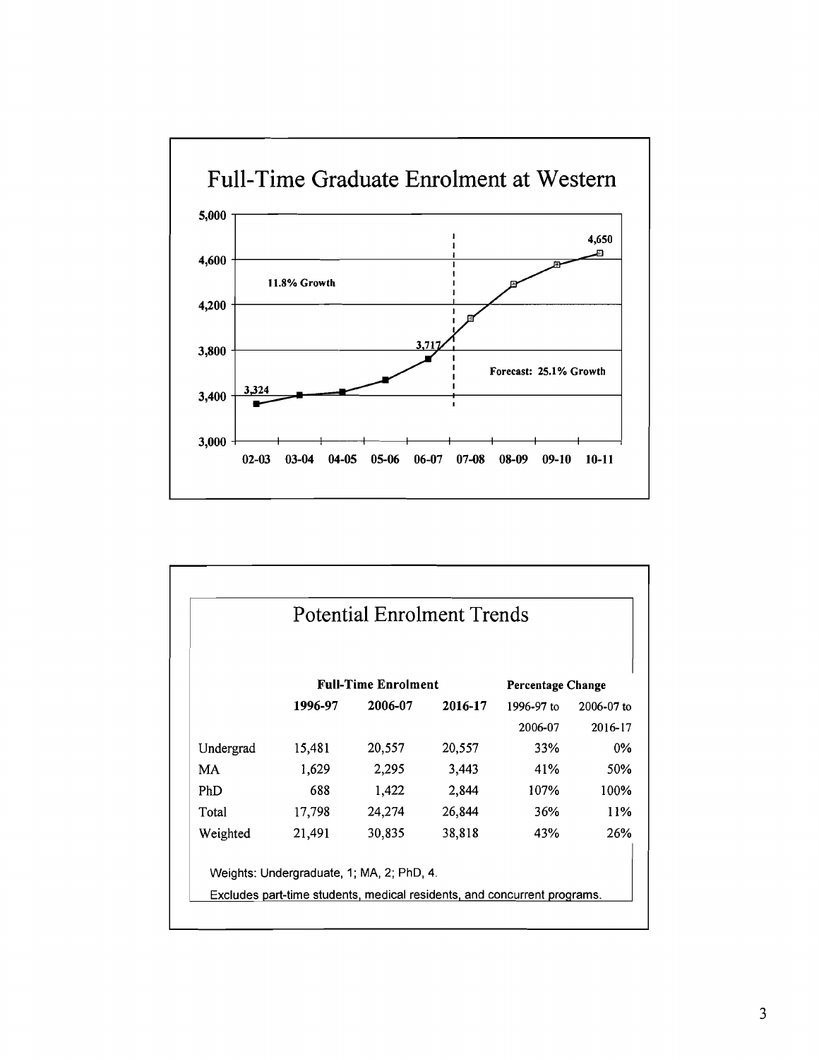## Full-Time Graduate Enrolment at Western

5,000
4,600
4,200
3,800
3,400
3,000

11.8% Growth

3,324

3,717

4,650

Forecast: 25.1% Growth

02-03 03-04 04-05 05-06 06-07 07-08 08-09 09-10 10-11

## Potential Enrolment Trends

| | Full-Time Enrolment | | | Percentage Change | |
|---|---|---|---|---|---|
| | 1996-97 | 2006-07 | 2016-17 | 1996-97 to 2006-07 | 2006-07 to 2016-17 |
| Undergrad | 15,481 | 20,557 | 20,557 | 33% | 0% |
| MA | 1,629 | 2,295 | 3,443 | 41% | 50% |
| PhD | 688 | 1,422 | 2,844 | 107% | 100% |
| Total | 17,798 | 24,274 | 26,844 | 36% | 11% |
| Weighted | 21,491 | 30,835 | 38,818 | 43% | 26% |

Weights: Undergraduate, 1; MA, 2; PhD, 4.

Excludes part-time students, medical residents, and concurrent programs.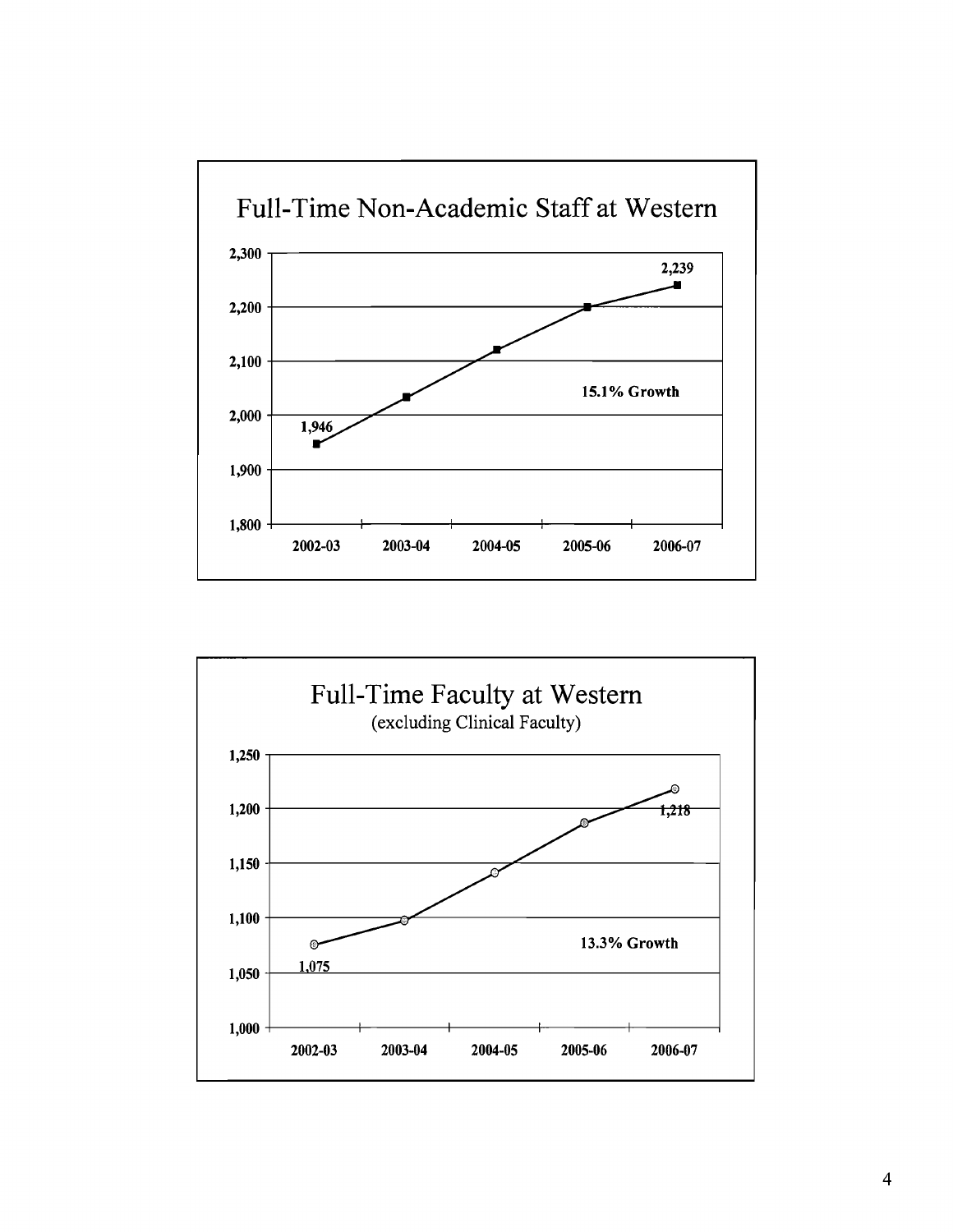## Full-Time Non-Academic Staff at Western

| Year | Staff |
|---|---|
| 2002-03 | 1,946 |
| 2006-07 | 2,239 |

15.1% Growth

## Full-Time Faculty at Western

(excluding Clinical Faculty)

| Year | Faculty |
|---|---|
| 2002-03 | 1,075 |
| 2006-07 | 1,218 |

13.3% Growth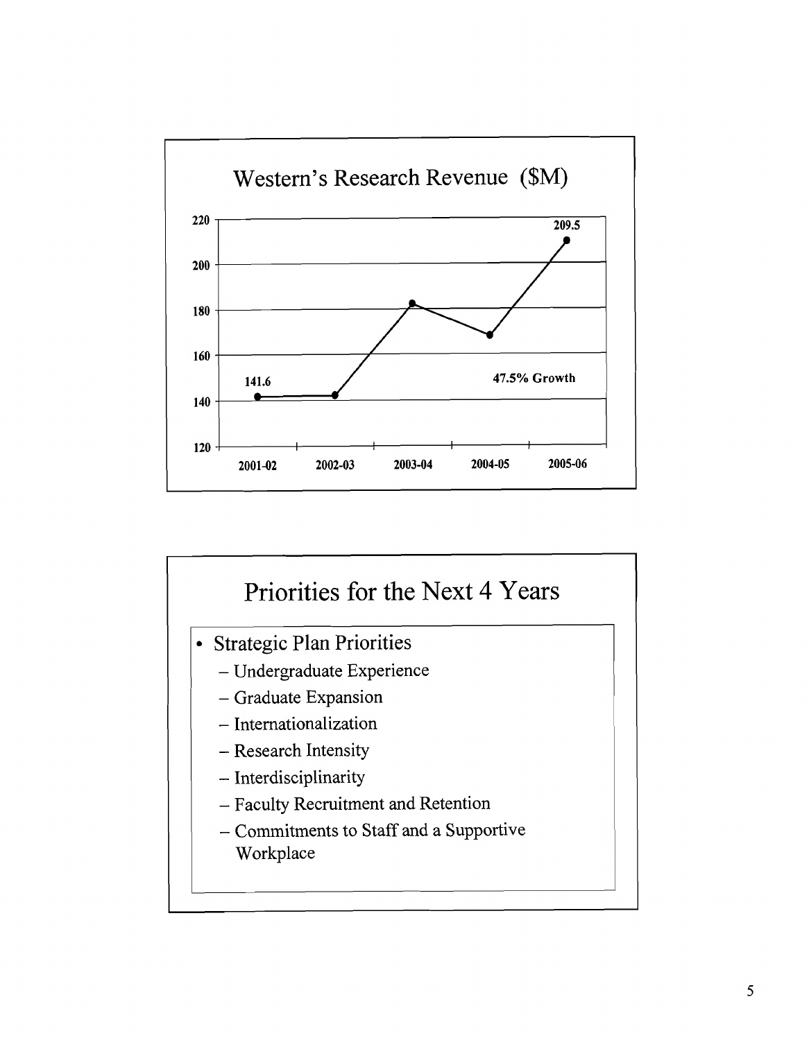## Western's Research Revenue ($M)

| Year | Research Revenue ($M) |
|---|---|
| 2001-02 | 141.6 |
| 2002-03 | |
| 2003-04 | |
| 2004-05 | |
| 2005-06 | 209.5 |

47.5% Growth

## Priorities for the Next 4 Years

- Strategic Plan Priorities
  - Undergraduate Experience
  - Graduate Expansion
  - Internationalization
  - Research Intensity
  - Interdisciplinarity
  - Faculty Recruitment and Retention
  - Commitments to Staff and a Supportive Workplace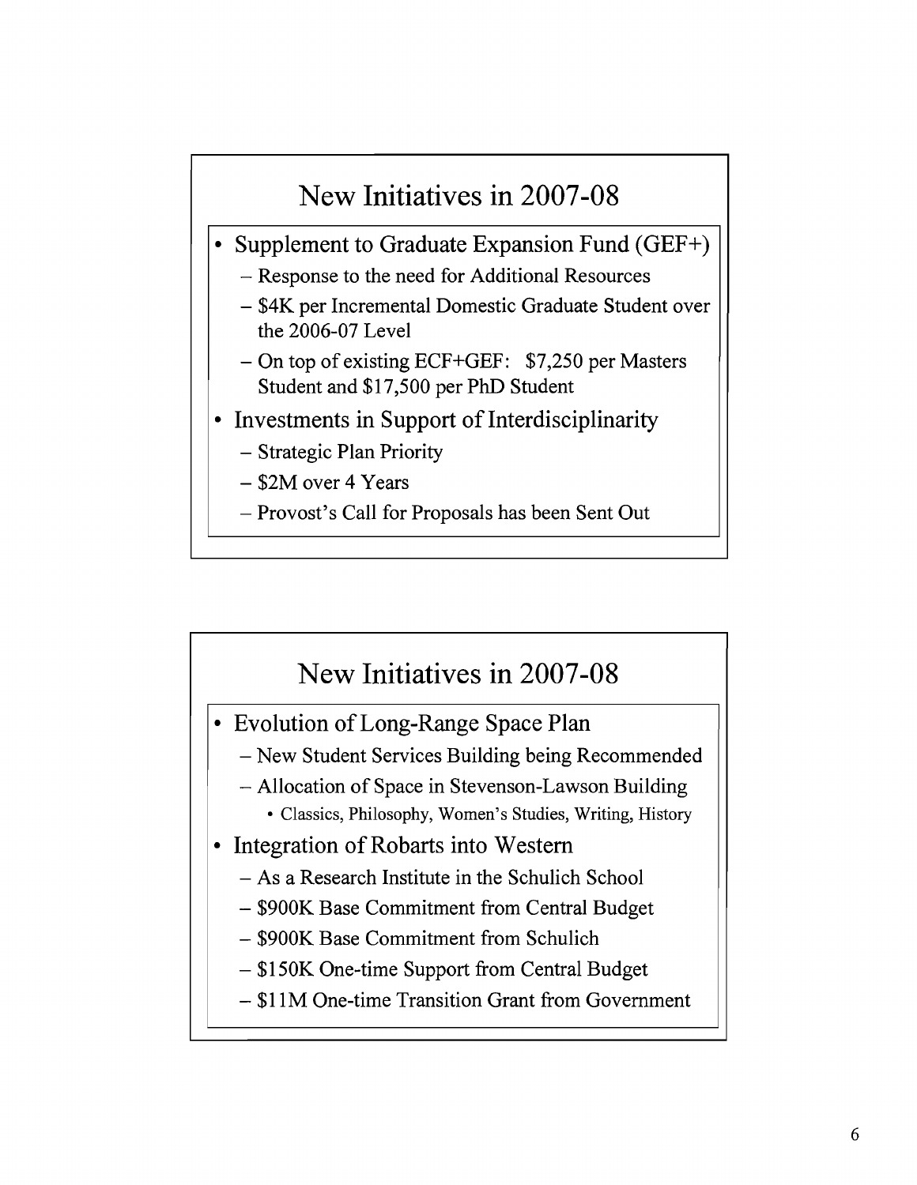## New Initiatives in 2007-08

- Supplement to Graduate Expansion Fund (GEF+)
  - Response to the need for Additional Resources
  - $4K per Incremental Domestic Graduate Student over the 2006-07 Level
  - On top of existing ECF+GEF: $7,250 per Masters Student and $17,500 per PhD Student
- Investments in Support of Interdisciplinarity
  - Strategic Plan Priority
  - $2M over 4 Years
  - Provost's Call for Proposals has been Sent Out

## New Initiatives in 2007-08

- Evolution of Long-Range Space Plan
  - New Student Services Building being Recommended
  - Allocation of Space in Stevenson-Lawson Building
    - Classics, Philosophy, Women's Studies, Writing, History
- Integration of Robarts into Western
  - As a Research Institute in the Schulich School
  - $900K Base Commitment from Central Budget
  - $900K Base Commitment from Schulich
  - $150K One-time Support from Central Budget
  - $11M One-time Transition Grant from Government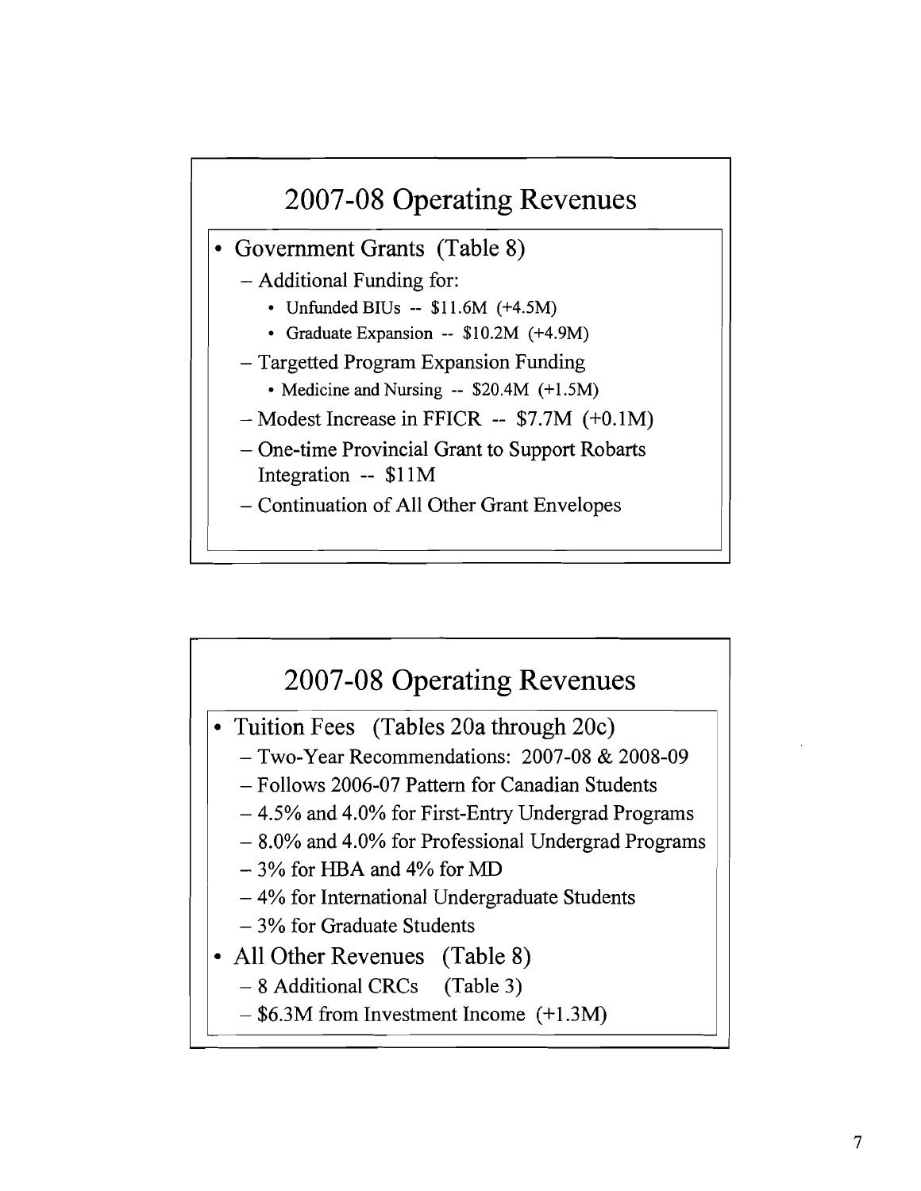## 2007-08 Operating Revenues

- Government Grants (Table 8)
  - Additional Funding for:
    - Unfunded BIUs -- \$11.6M (+4.5M)
    - Graduate Expansion -- \$10.2M (+4.9M)
  - Targetted Program Expansion Funding
    - Medicine and Nursing -- \$20.4M (+1.5M)
  - Modest Increase in FFICR -- \$7.7M (+0.1M)
  - One-time Provincial Grant to Support Robarts Integration -- \$11M
  - Continuation of All Other Grant Envelopes

## 2007-08 Operating Revenues

- Tuition Fees (Tables 20a through 20c)
  - Two-Year Recommendations: 2007-08 & 2008-09
  - Follows 2006-07 Pattern for Canadian Students
  - 4.5% and 4.0% for First-Entry Undergrad Programs
  - 8.0% and 4.0% for Professional Undergrad Programs
  - 3% for HBA and 4% for MD
  - 4% for International Undergraduate Students
  - 3% for Graduate Students
- All Other Revenues (Table 8)
  - 8 Additional CRCs (Table 3)
  - \$6.3M from Investment Income (+1.3M)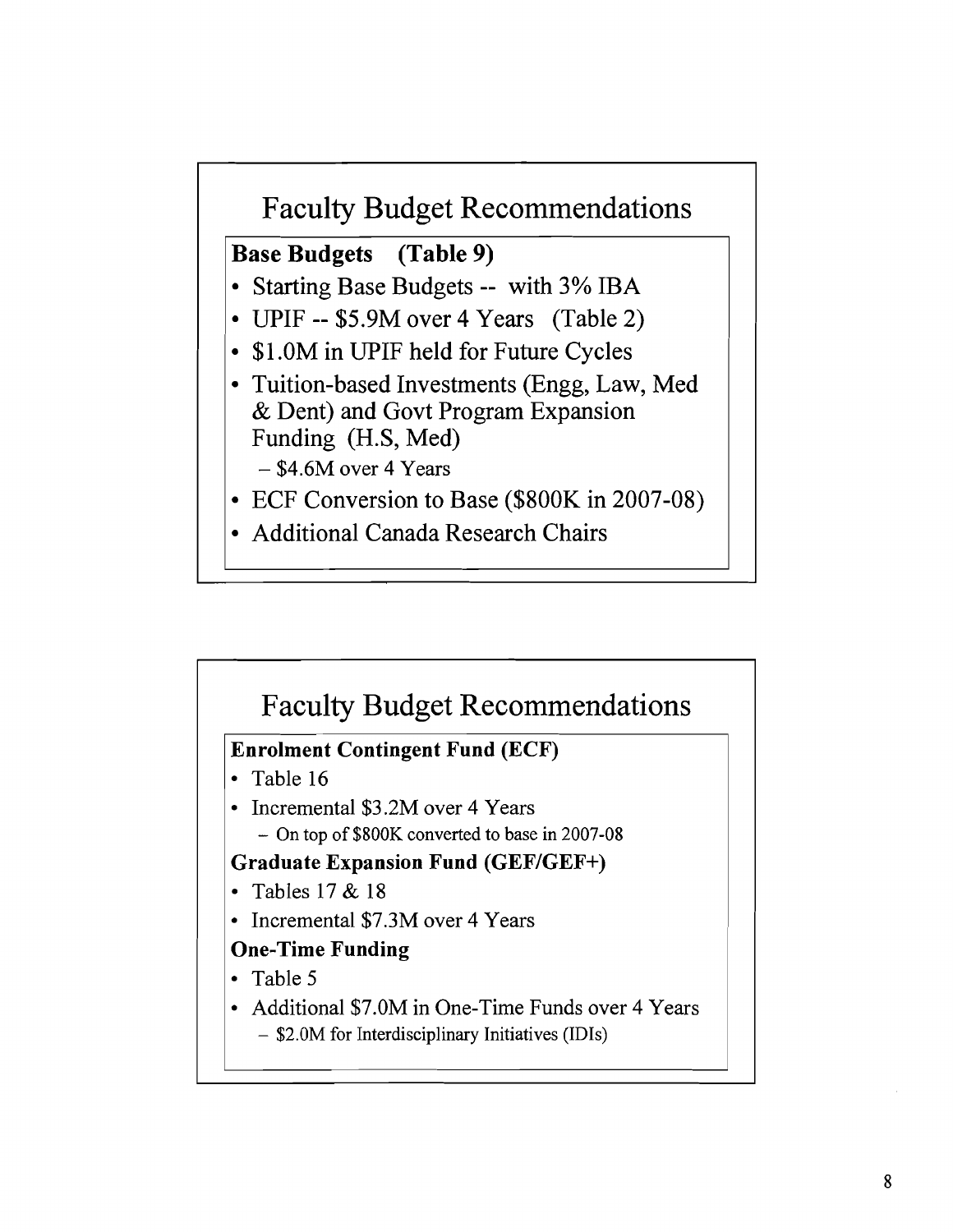## Faculty Budget Recommendations

**Base Budgets (Table 9)**

- Starting Base Budgets -- with 3% IBA
- UPIF -- $5.9M over 4 Years (Table 2)
- $1.0M in UPIF held for Future Cycles
- Tuition-based Investments (Engg, Law, Med & Dent) and Govt Program Expansion Funding (H.S, Med)
  - $4.6M over 4 Years
- ECF Conversion to Base ($800K in 2007-08)
- Additional Canada Research Chairs

## Faculty Budget Recommendations

**Enrolment Contingent Fund (ECF)**

- Table 16
- Incremental $3.2M over 4 Years
  - On top of $800K converted to base in 2007-08

**Graduate Expansion Fund (GEF/GEF+)**

- Tables 17 & 18
- Incremental $7.3M over 4 Years

**One-Time Funding**

- Table 5
- Additional $7.0M in One-Time Funds over 4 Years
  - $2.0M for Interdisciplinary Initiatives (IDIs)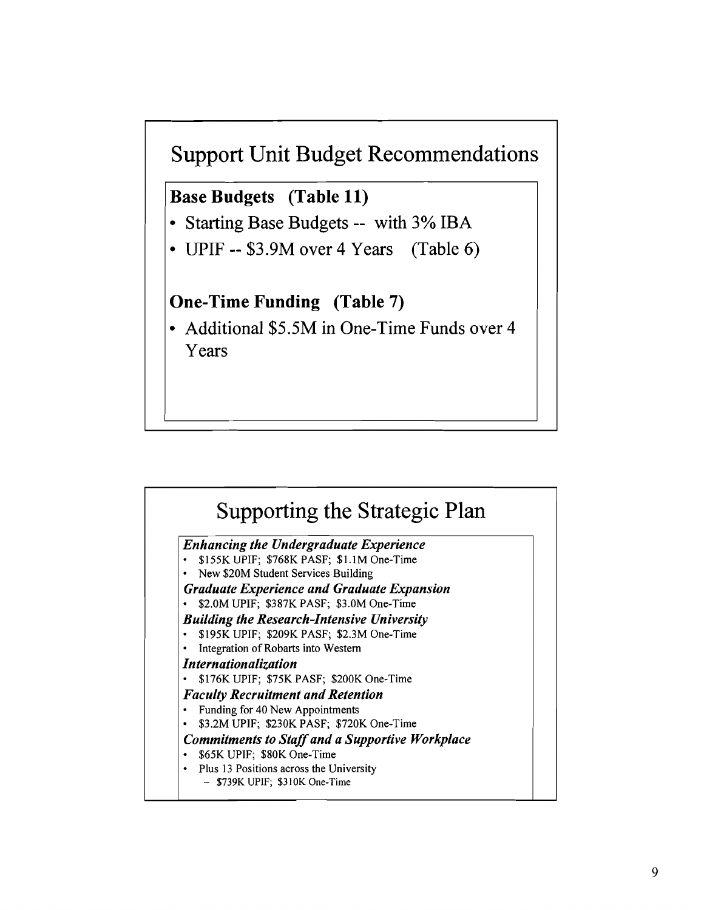## Support Unit Budget Recommendations

**Base Budgets (Table 11)**

- Starting Base Budgets -- with 3% IBA
- UPIF -- $3.9M over 4 Years (Table 6)

**One-Time Funding (Table 7)**

- Additional $5.5M in One-Time Funds over 4 Years

## Supporting the Strategic Plan

***Enhancing the Undergraduate Experience***

- $155K UPIF; $768K PASF; $1.1M One-Time
- New $20M Student Services Building

***Graduate Experience and Graduate Expansion***

- $2.0M UPIF; $387K PASF; $3.0M One-Time

***Building the Research-Intensive University***

- $195K UPIF; $209K PASF; $2.3M One-Time
- Integration of Robarts into Western

***Internationalization***

- $176K UPIF; $75K PASF; $200K One-Time

***Faculty Recruitment and Retention***

- Funding for 40 New Appointments
- $3.2M UPIF; $230K PASF; $720K One-Time

***Commitments to Staff and a Supportive Workplace***

- $65K UPIF; $80K One-Time
- Plus 13 Positions across the University
  - $739K UPIF; $310K One-Time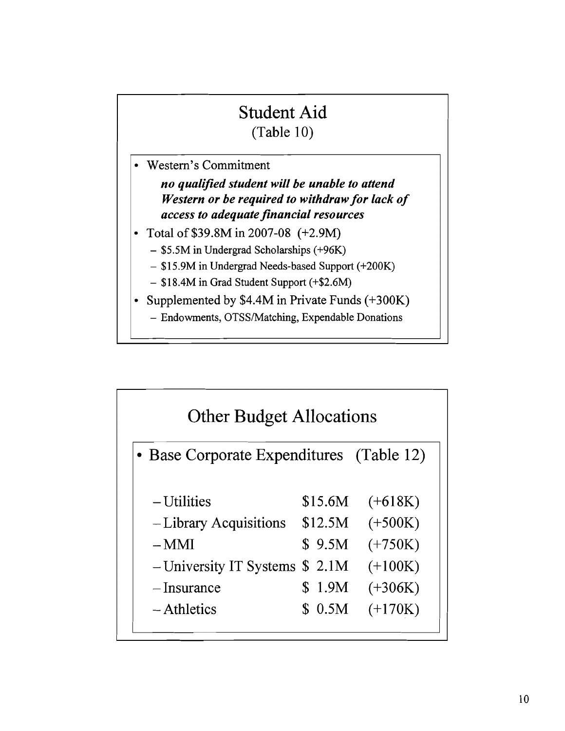## Student Aid
(Table 10)

- Western's Commitment

  ***no qualified student will be unable to attend Western or be required to withdraw for lack of access to adequate financial resources***

- Total of \$39.8M in 2007-08 (+2.9M)
  - \$5.5M in Undergrad Scholarships (+96K)
  - \$15.9M in Undergrad Needs-based Support (+200K)
  - \$18.4M in Grad Student Support (+\$2.6M)
- Supplemented by \$4.4M in Private Funds (+300K)
  - Endowments, OTSS/Matching, Expendable Donations

## Other Budget Allocations

- Base Corporate Expenditures (Table 12)

| | | |
|---|---|---|
| – Utilities | \$15.6M | (+618K) |
| – Library Acquisitions | \$12.5M | (+500K) |
| – MMI | \$ 9.5M | (+750K) |
| – University IT Systems | \$ 2.1M | (+100K) |
| – Insurance | \$ 1.9M | (+306K) |
| – Athletics | \$ 0.5M | (+170K) |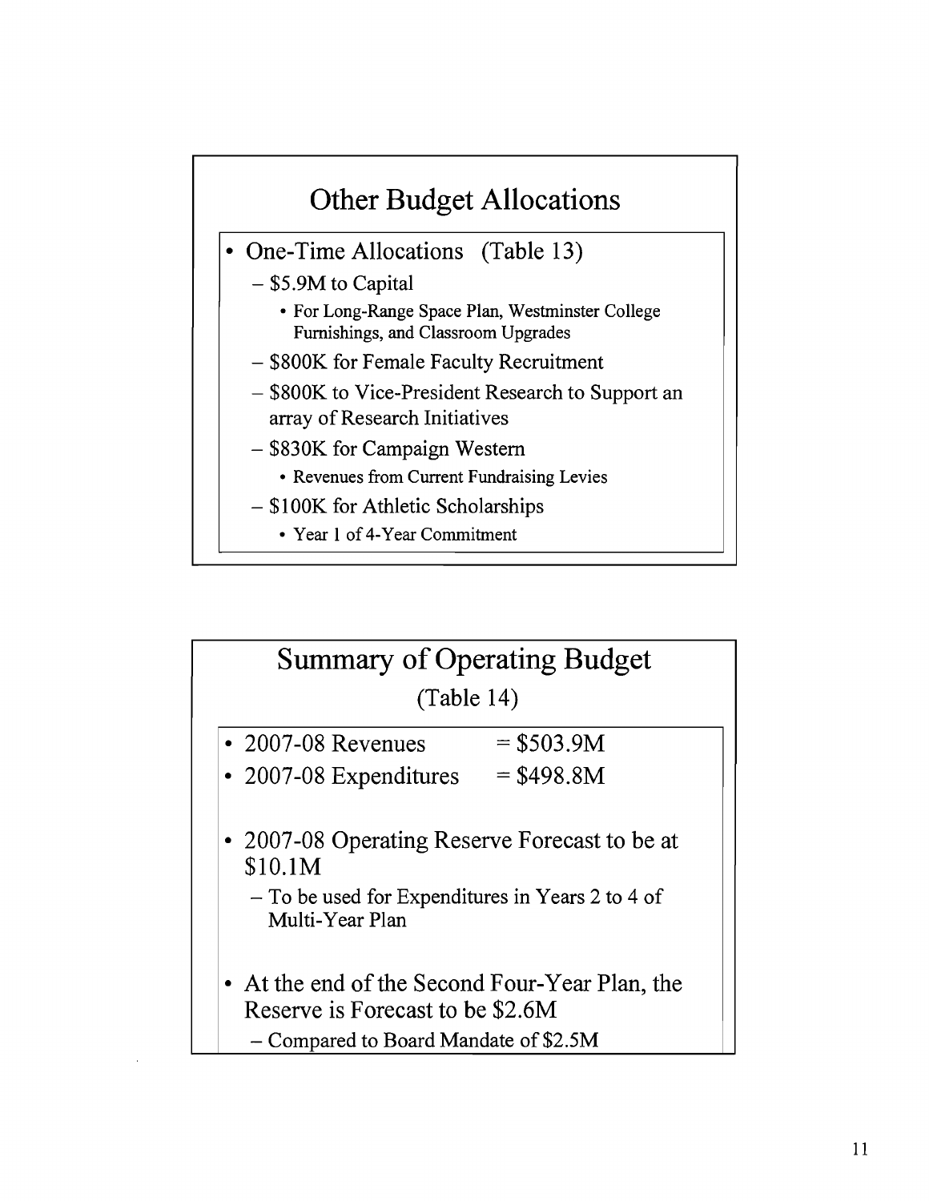## Other Budget Allocations

- One-Time Allocations (Table 13)
  - $5.9M to Capital
    - For Long-Range Space Plan, Westminster College Furnishings, and Classroom Upgrades
  - $800K for Female Faculty Recruitment
  - $800K to Vice-President Research to Support an array of Research Initiatives
  - $830K for Campaign Western
    - Revenues from Current Fundraising Levies
  - $100K for Athletic Scholarships
    - Year 1 of 4-Year Commitment

## Summary of Operating Budget

(Table 14)

- 2007-08 Revenues = $503.9M
- 2007-08 Expenditures = $498.8M

- 2007-08 Operating Reserve Forecast to be at $10.1M
  - To be used for Expenditures in Years 2 to 4 of Multi-Year Plan

- At the end of the Second Four-Year Plan, the Reserve is Forecast to be $2.6M
  - Compared to Board Mandate of $2.5M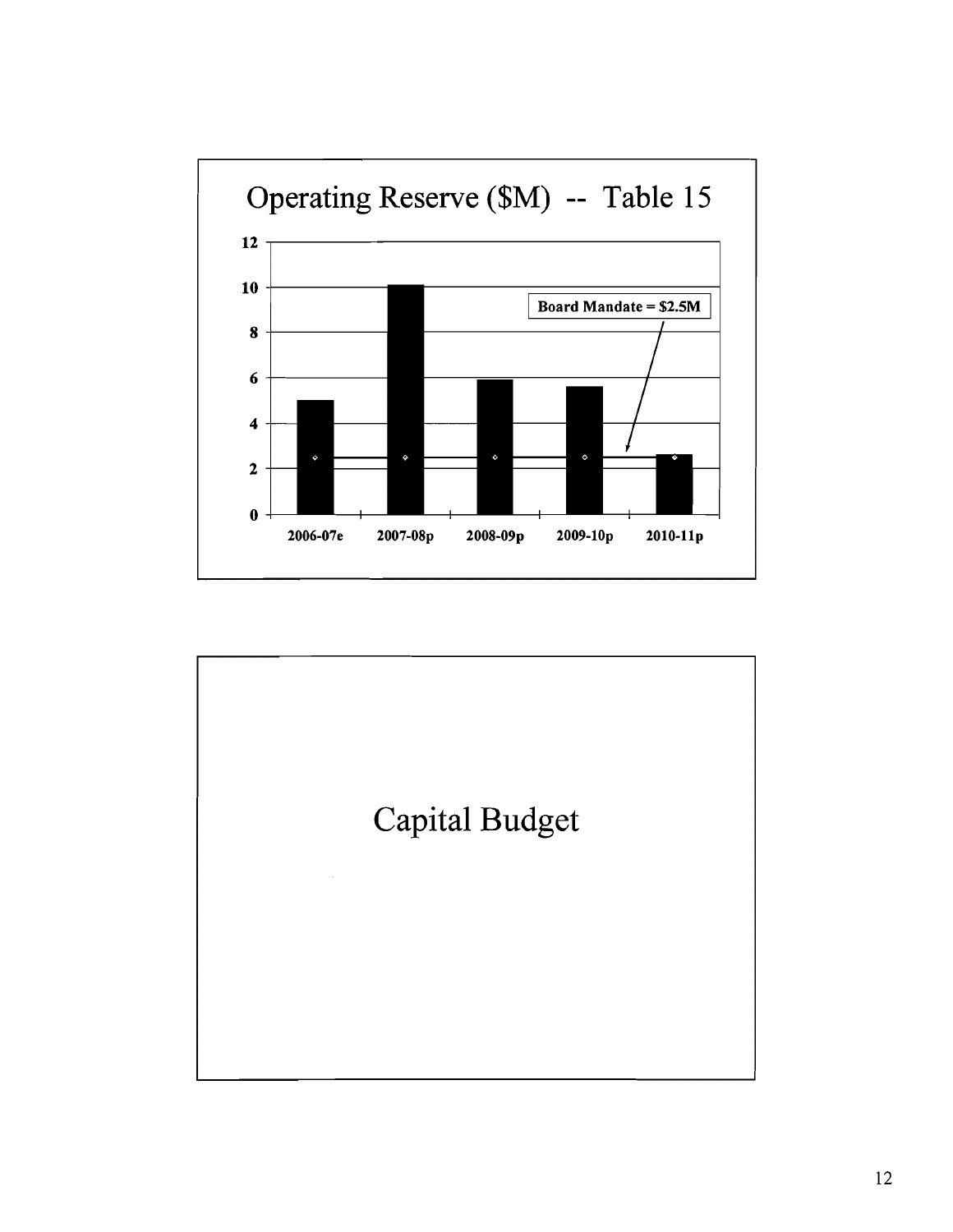## Operating Reserve ($M) -- Table 15

| Year | Operating Reserve ($M) |
|---|---|
| 2006-07e | 5.0 |
| 2007-08p | 10.1 |
| 2008-09p | 5.9 |
| 2009-10p | 5.6 |
| 2010-11p | 2.6 |

Board Mandate = $2.5M

## Capital Budget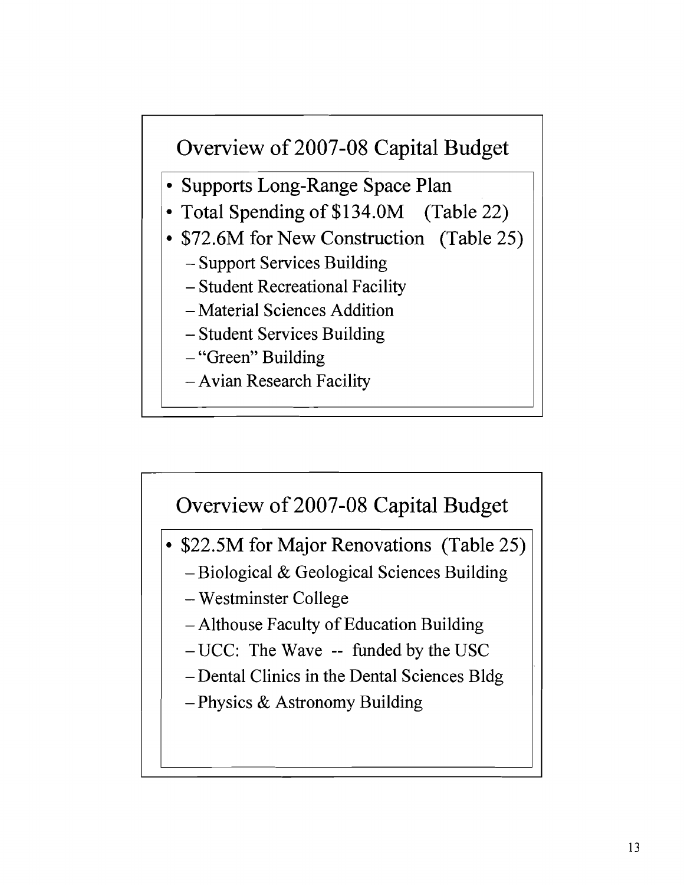## Overview of 2007-08 Capital Budget

- Supports Long-Range Space Plan
- Total Spending of $134.0M (Table 22)
- $72.6M for New Construction (Table 25)
  - Support Services Building
  - Student Recreational Facility
  - Material Sciences Addition
  - Student Services Building
  - "Green" Building
  - Avian Research Facility

## Overview of 2007-08 Capital Budget

- $22.5M for Major Renovations (Table 25)
  - Biological & Geological Sciences Building
  - Westminster College
  - Althouse Faculty of Education Building
  - UCC: The Wave -- funded by the USC
  - Dental Clinics in the Dental Sciences Bldg
  - Physics & Astronomy Building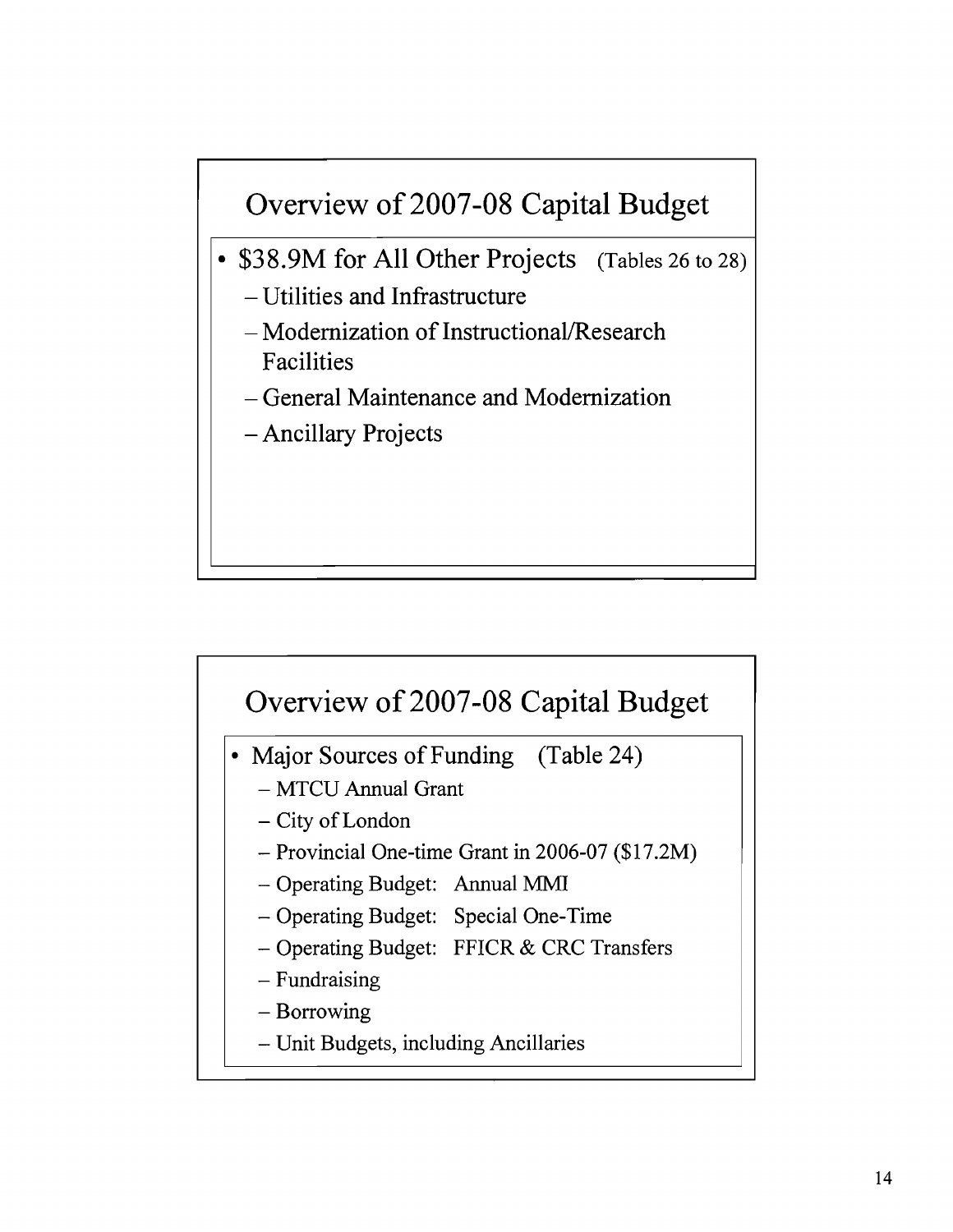## Overview of 2007-08 Capital Budget

- $38.9M for All Other Projects (Tables 26 to 28)
  - Utilities and Infrastructure
  - Modernization of Instructional/Research Facilities
  - General Maintenance and Modernization
  - Ancillary Projects

## Overview of 2007-08 Capital Budget

- Major Sources of Funding (Table 24)
  - MTCU Annual Grant
  - City of London
  - Provincial One-time Grant in 2006-07 ($17.2M)
  - Operating Budget: Annual MMI
  - Operating Budget: Special One-Time
  - Operating Budget: FFICR & CRC Transfers
  - Fundraising
  - Borrowing
  - Unit Budgets, including Ancillaries